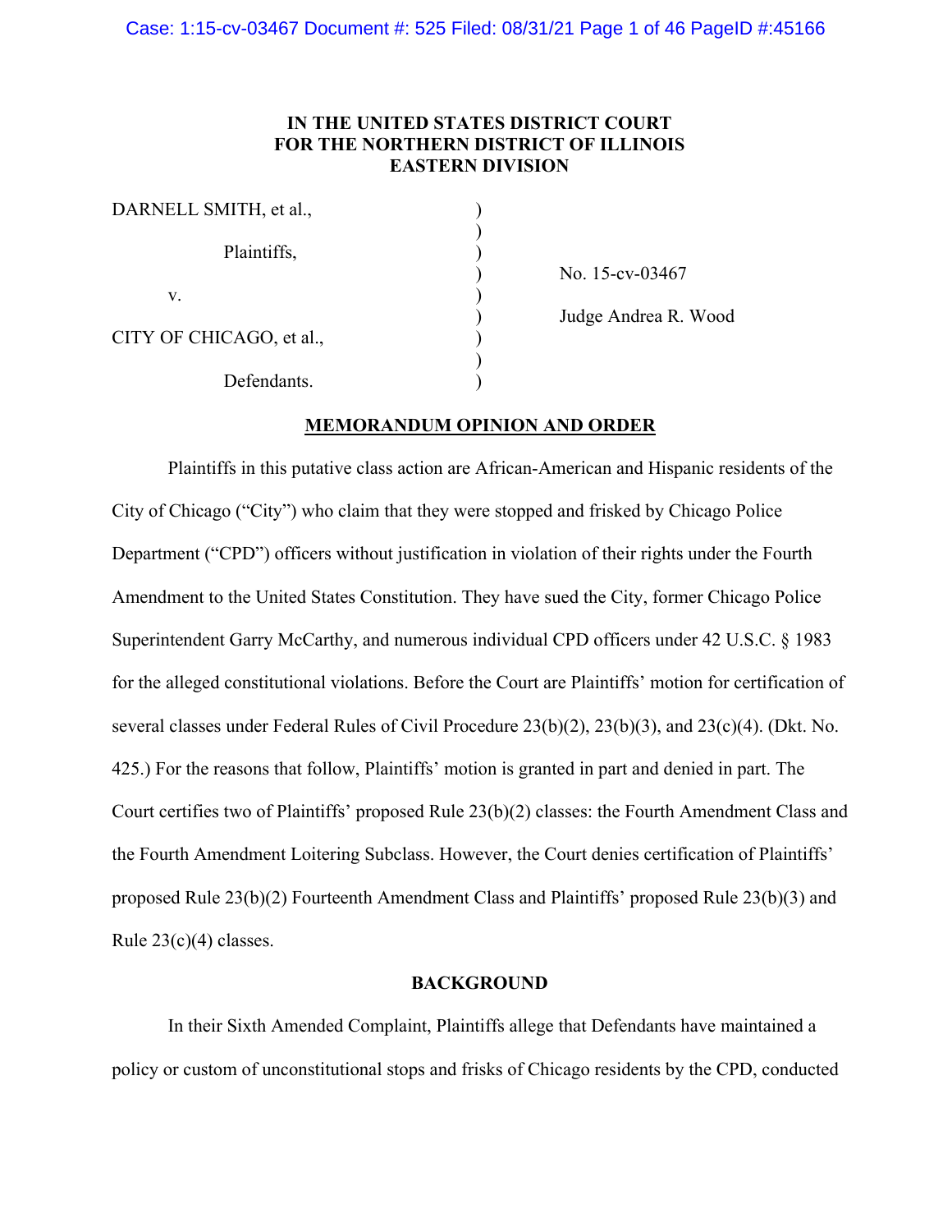IN THE UNITED STATES DISTRICT COURT
FOR THE NORTHERN DISTRICT OF ILLINOIS
EASTERN DIVISION

| | | |
|---|---|---|
| DARNELL SMITH, et al., | ) | |
| | ) | |
| Plaintiffs, | ) | |
| | ) | No. 15-cv-03467 |
| v. | ) | |
| | ) | Judge Andrea R. Wood |
| CITY OF CHICAGO, et al., | ) | |
| | ) | |
| Defendants. | ) | |

## MEMORANDUM OPINION AND ORDER

Plaintiffs in this putative class action are African-American and Hispanic residents of the City of Chicago ("City") who claim that they were stopped and frisked by Chicago Police Department ("CPD") officers without justification in violation of their rights under the Fourth Amendment to the United States Constitution. They have sued the City, former Chicago Police Superintendent Garry McCarthy, and numerous individual CPD officers under 42 U.S.C. § 1983 for the alleged constitutional violations. Before the Court are Plaintiffs' motion for certification of several classes under Federal Rules of Civil Procedure 23(b)(2), 23(b)(3), and 23(c)(4). (Dkt. No. 425.) For the reasons that follow, Plaintiffs' motion is granted in part and denied in part. The Court certifies two of Plaintiffs' proposed Rule 23(b)(2) classes: the Fourth Amendment Class and the Fourth Amendment Loitering Subclass. However, the Court denies certification of Plaintiffs' proposed Rule 23(b)(2) Fourteenth Amendment Class and Plaintiffs' proposed Rule 23(b)(3) and Rule 23(c)(4) classes.

## BACKGROUND

In their Sixth Amended Complaint, Plaintiffs allege that Defendants have maintained a policy or custom of unconstitutional stops and frisks of Chicago residents by the CPD, conducted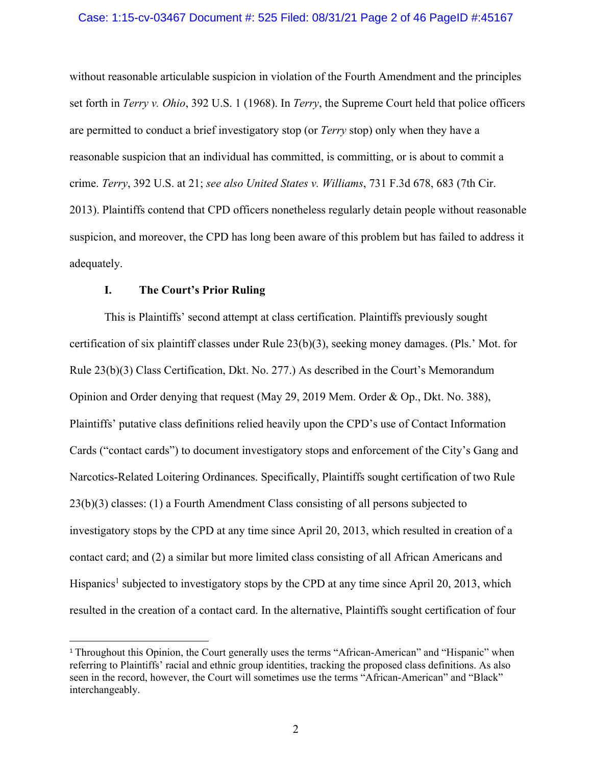without reasonable articulable suspicion in violation of the Fourth Amendment and the principles set forth in *Terry v. Ohio*, 392 U.S. 1 (1968). In *Terry*, the Supreme Court held that police officers are permitted to conduct a brief investigatory stop (or *Terry* stop) only when they have a reasonable suspicion that an individual has committed, is committing, or is about to commit a crime. *Terry*, 392 U.S. at 21; *see also United States v. Williams*, 731 F.3d 678, 683 (7th Cir. 2013). Plaintiffs contend that CPD officers nonetheless regularly detain people without reasonable suspicion, and moreover, the CPD has long been aware of this problem but has failed to address it adequately.

## I. The Court's Prior Ruling

This is Plaintiffs' second attempt at class certification. Plaintiffs previously sought certification of six plaintiff classes under Rule 23(b)(3), seeking money damages. (Pls.' Mot. for Rule 23(b)(3) Class Certification, Dkt. No. 277.) As described in the Court's Memorandum Opinion and Order denying that request (May 29, 2019 Mem. Order & Op., Dkt. No. 388), Plaintiffs' putative class definitions relied heavily upon the CPD's use of Contact Information Cards ("contact cards") to document investigatory stops and enforcement of the City's Gang and Narcotics-Related Loitering Ordinances. Specifically, Plaintiffs sought certification of two Rule 23(b)(3) classes: (1) a Fourth Amendment Class consisting of all persons subjected to investigatory stops by the CPD at any time since April 20, 2013, which resulted in creation of a contact card; and (2) a similar but more limited class consisting of all African Americans and Hispanics[1] subjected to investigatory stops by the CPD at any time since April 20, 2013, which resulted in the creation of a contact card. In the alternative, Plaintiffs sought certification of four

[1] Throughout this Opinion, the Court generally uses the terms "African-American" and "Hispanic" when referring to Plaintiffs' racial and ethnic group identities, tracking the proposed class definitions. As also seen in the record, however, the Court will sometimes use the terms "African-American" and "Black" interchangeably.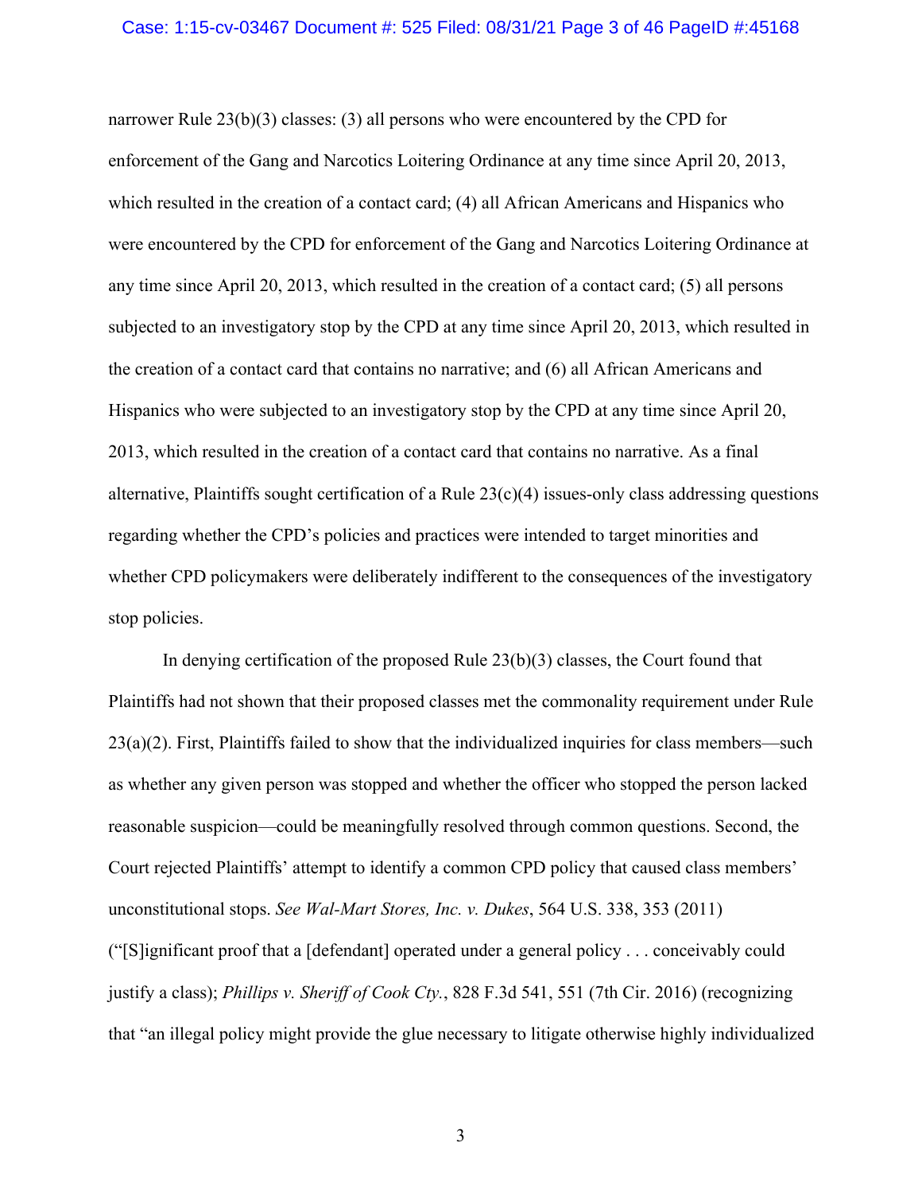narrower Rule 23(b)(3) classes: (3) all persons who were encountered by the CPD for enforcement of the Gang and Narcotics Loitering Ordinance at any time since April 20, 2013, which resulted in the creation of a contact card; (4) all African Americans and Hispanics who were encountered by the CPD for enforcement of the Gang and Narcotics Loitering Ordinance at any time since April 20, 2013, which resulted in the creation of a contact card; (5) all persons subjected to an investigatory stop by the CPD at any time since April 20, 2013, which resulted in the creation of a contact card that contains no narrative; and (6) all African Americans and Hispanics who were subjected to an investigatory stop by the CPD at any time since April 20, 2013, which resulted in the creation of a contact card that contains no narrative. As a final alternative, Plaintiffs sought certification of a Rule 23(c)(4) issues-only class addressing questions regarding whether the CPD's policies and practices were intended to target minorities and whether CPD policymakers were deliberately indifferent to the consequences of the investigatory stop policies.

In denying certification of the proposed Rule 23(b)(3) classes, the Court found that Plaintiffs had not shown that their proposed classes met the commonality requirement under Rule 23(a)(2). First, Plaintiffs failed to show that the individualized inquiries for class members—such as whether any given person was stopped and whether the officer who stopped the person lacked reasonable suspicion—could be meaningfully resolved through common questions. Second, the Court rejected Plaintiffs' attempt to identify a common CPD policy that caused class members' unconstitutional stops. *See Wal-Mart Stores, Inc. v. Dukes*, 564 U.S. 338, 353 (2011) ("[S]ignificant proof that a [defendant] operated under a general policy . . . conceivably could justify a class); *Phillips v. Sheriff of Cook Cty.*, 828 F.3d 541, 551 (7th Cir. 2016) (recognizing that "an illegal policy might provide the glue necessary to litigate otherwise highly individualized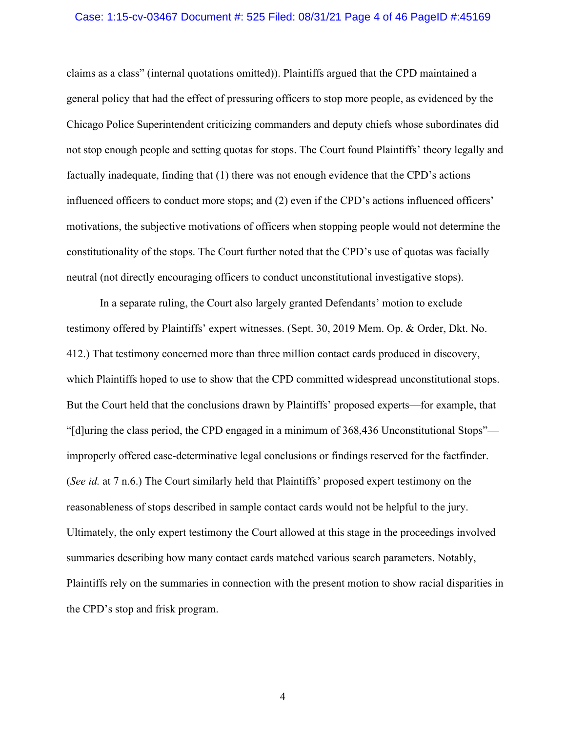claims as a class" (internal quotations omitted)). Plaintiffs argued that the CPD maintained a general policy that had the effect of pressuring officers to stop more people, as evidenced by the Chicago Police Superintendent criticizing commanders and deputy chiefs whose subordinates did not stop enough people and setting quotas for stops. The Court found Plaintiffs' theory legally and factually inadequate, finding that (1) there was not enough evidence that the CPD's actions influenced officers to conduct more stops; and (2) even if the CPD's actions influenced officers' motivations, the subjective motivations of officers when stopping people would not determine the constitutionality of the stops. The Court further noted that the CPD's use of quotas was facially neutral (not directly encouraging officers to conduct unconstitutional investigative stops).

In a separate ruling, the Court also largely granted Defendants' motion to exclude testimony offered by Plaintiffs' expert witnesses. (Sept. 30, 2019 Mem. Op. & Order, Dkt. No. 412.) That testimony concerned more than three million contact cards produced in discovery, which Plaintiffs hoped to use to show that the CPD committed widespread unconstitutional stops. But the Court held that the conclusions drawn by Plaintiffs' proposed experts—for example, that "[d]uring the class period, the CPD engaged in a minimum of 368,436 Unconstitutional Stops"—improperly offered case-determinative legal conclusions or findings reserved for the factfinder. (*See id.* at 7 n.6.) The Court similarly held that Plaintiffs' proposed expert testimony on the reasonableness of stops described in sample contact cards would not be helpful to the jury. Ultimately, the only expert testimony the Court allowed at this stage in the proceedings involved summaries describing how many contact cards matched various search parameters. Notably, Plaintiffs rely on the summaries in connection with the present motion to show racial disparities in the CPD's stop and frisk program.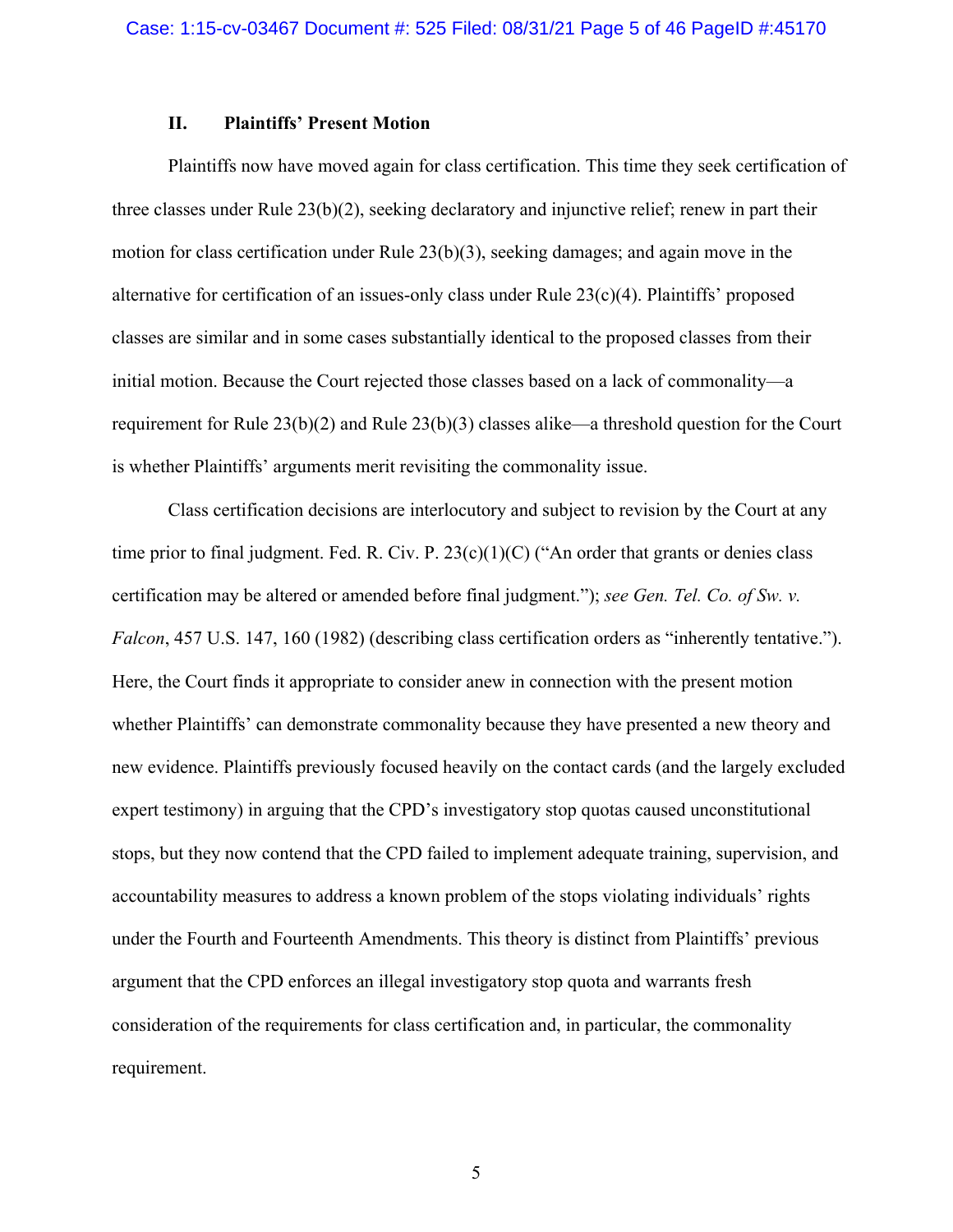## II. Plaintiffs' Present Motion

Plaintiffs now have moved again for class certification. This time they seek certification of three classes under Rule 23(b)(2), seeking declaratory and injunctive relief; renew in part their motion for class certification under Rule 23(b)(3), seeking damages; and again move in the alternative for certification of an issues-only class under Rule 23(c)(4). Plaintiffs' proposed classes are similar and in some cases substantially identical to the proposed classes from their initial motion. Because the Court rejected those classes based on a lack of commonality—a requirement for Rule 23(b)(2) and Rule 23(b)(3) classes alike—a threshold question for the Court is whether Plaintiffs' arguments merit revisiting the commonality issue.

Class certification decisions are interlocutory and subject to revision by the Court at any time prior to final judgment. Fed. R. Civ. P. 23(c)(1)(C) ("An order that grants or denies class certification may be altered or amended before final judgment."); *see Gen. Tel. Co. of Sw. v. Falcon*, 457 U.S. 147, 160 (1982) (describing class certification orders as "inherently tentative."). Here, the Court finds it appropriate to consider anew in connection with the present motion whether Plaintiffs' can demonstrate commonality because they have presented a new theory and new evidence. Plaintiffs previously focused heavily on the contact cards (and the largely excluded expert testimony) in arguing that the CPD's investigatory stop quotas caused unconstitutional stops, but they now contend that the CPD failed to implement adequate training, supervision, and accountability measures to address a known problem of the stops violating individuals' rights under the Fourth and Fourteenth Amendments. This theory is distinct from Plaintiffs' previous argument that the CPD enforces an illegal investigatory stop quota and warrants fresh consideration of the requirements for class certification and, in particular, the commonality requirement.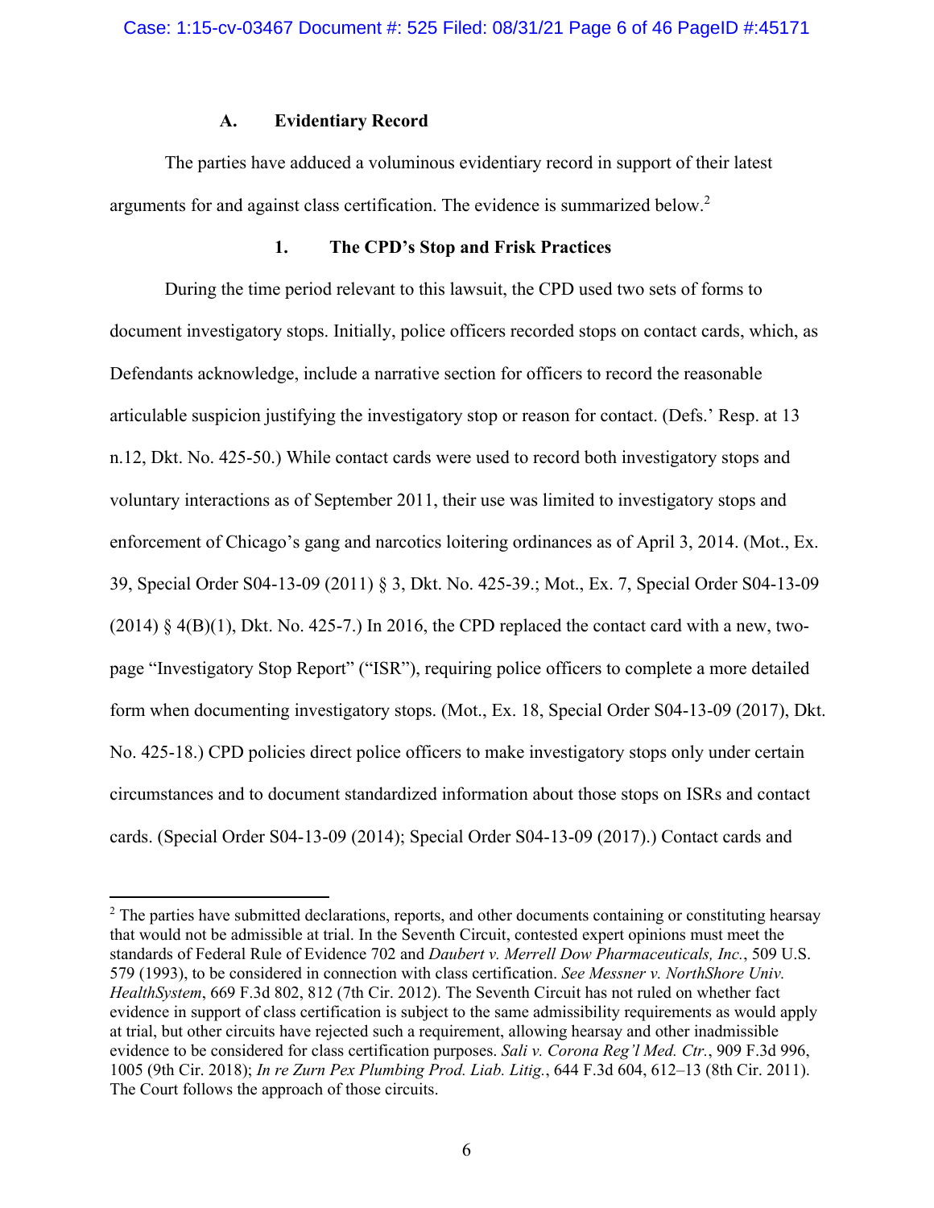### A. Evidentiary Record

The parties have adduced a voluminous evidentiary record in support of their latest arguments for and against class certification. The evidence is summarized below.[2]

#### 1. The CPD's Stop and Frisk Practices

During the time period relevant to this lawsuit, the CPD used two sets of forms to document investigatory stops. Initially, police officers recorded stops on contact cards, which, as Defendants acknowledge, include a narrative section for officers to record the reasonable articulable suspicion justifying the investigatory stop or reason for contact. (Defs.' Resp. at 13 n.12, Dkt. No. 425-50.) While contact cards were used to record both investigatory stops and voluntary interactions as of September 2011, their use was limited to investigatory stops and enforcement of Chicago's gang and narcotics loitering ordinances as of April 3, 2014. (Mot., Ex. 39, Special Order S04-13-09 (2011) § 3, Dkt. No. 425-39.; Mot., Ex. 7, Special Order S04-13-09 (2014) § 4(B)(1), Dkt. No. 425-7.) In 2016, the CPD replaced the contact card with a new, two-page "Investigatory Stop Report" ("ISR"), requiring police officers to complete a more detailed form when documenting investigatory stops. (Mot., Ex. 18, Special Order S04-13-09 (2017), Dkt. No. 425-18.) CPD policies direct police officers to make investigatory stops only under certain circumstances and to document standardized information about those stops on ISRs and contact cards. (Special Order S04-13-09 (2014); Special Order S04-13-09 (2017).) Contact cards and

---

[2] The parties have submitted declarations, reports, and other documents containing or constituting hearsay that would not be admissible at trial. In the Seventh Circuit, contested expert opinions must meet the standards of Federal Rule of Evidence 702 and *Daubert v. Merrell Dow Pharmaceuticals, Inc.*, 509 U.S. 579 (1993), to be considered in connection with class certification. *See Messner v. NorthShore Univ. HealthSystem*, 669 F.3d 802, 812 (7th Cir. 2012). The Seventh Circuit has not ruled on whether fact evidence in support of class certification is subject to the same admissibility requirements as would apply at trial, but other circuits have rejected such a requirement, allowing hearsay and other inadmissible evidence to be considered for class certification purposes. *Sali v. Corona Reg'l Med. Ctr.*, 909 F.3d 996, 1005 (9th Cir. 2018); *In re Zurn Pex Plumbing Prod. Liab. Litig.*, 644 F.3d 604, 612–13 (8th Cir. 2011). The Court follows the approach of those circuits.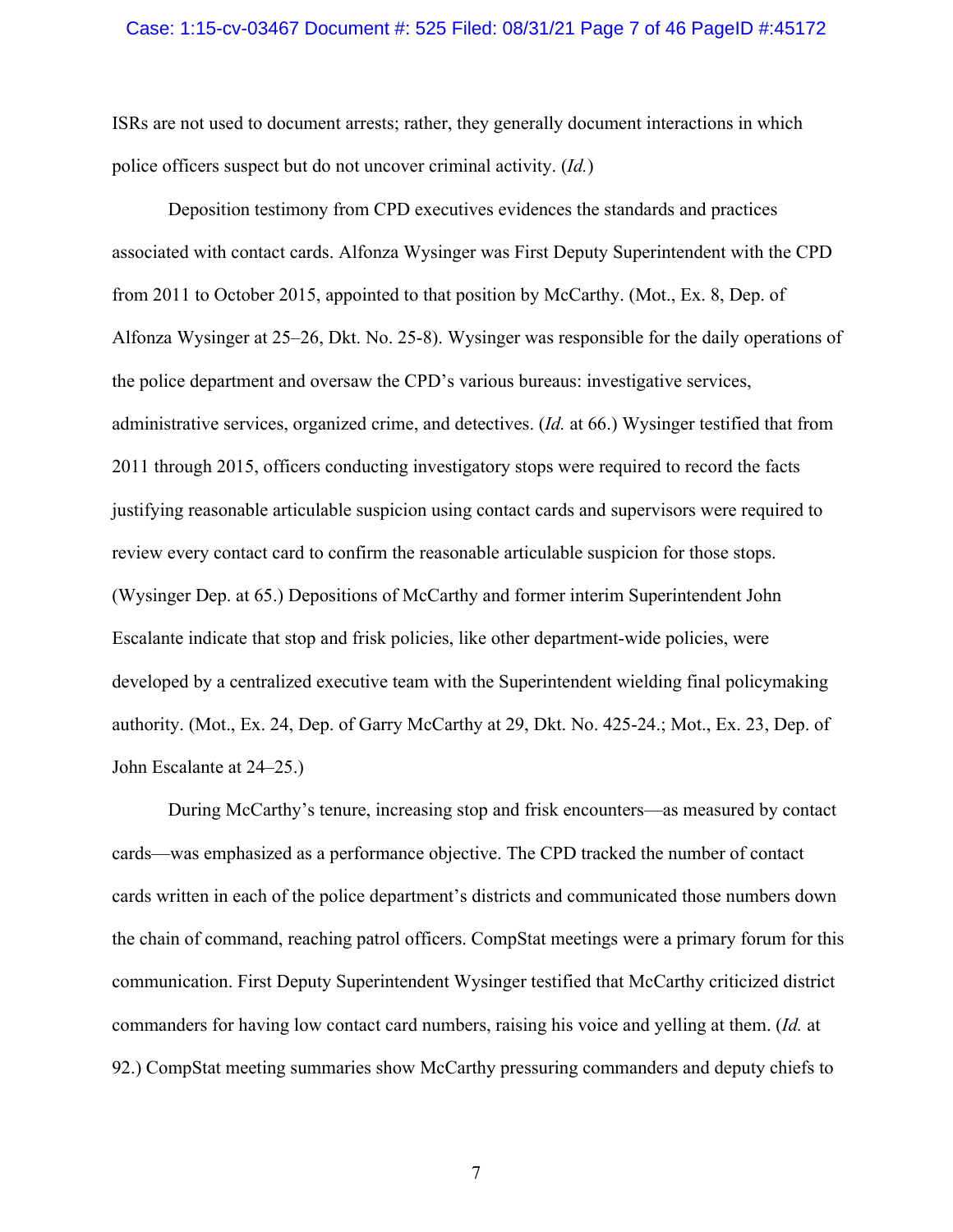ISRs are not used to document arrests; rather, they generally document interactions in which police officers suspect but do not uncover criminal activity. (*Id.*)

Deposition testimony from CPD executives evidences the standards and practices associated with contact cards. Alfonza Wysinger was First Deputy Superintendent with the CPD from 2011 to October 2015, appointed to that position by McCarthy. (Mot., Ex. 8, Dep. of Alfonza Wysinger at 25–26, Dkt. No. 25-8). Wysinger was responsible for the daily operations of the police department and oversaw the CPD's various bureaus: investigative services, administrative services, organized crime, and detectives. (*Id.* at 66.) Wysinger testified that from 2011 through 2015, officers conducting investigatory stops were required to record the facts justifying reasonable articulable suspicion using contact cards and supervisors were required to review every contact card to confirm the reasonable articulable suspicion for those stops. (Wysinger Dep. at 65.) Depositions of McCarthy and former interim Superintendent John Escalante indicate that stop and frisk policies, like other department-wide policies, were developed by a centralized executive team with the Superintendent wielding final policymaking authority. (Mot., Ex. 24, Dep. of Garry McCarthy at 29, Dkt. No. 425-24.; Mot., Ex. 23, Dep. of John Escalante at 24–25.)

During McCarthy's tenure, increasing stop and frisk encounters—as measured by contact cards—was emphasized as a performance objective. The CPD tracked the number of contact cards written in each of the police department's districts and communicated those numbers down the chain of command, reaching patrol officers. CompStat meetings were a primary forum for this communication. First Deputy Superintendent Wysinger testified that McCarthy criticized district commanders for having low contact card numbers, raising his voice and yelling at them. (*Id.* at 92.) CompStat meeting summaries show McCarthy pressuring commanders and deputy chiefs to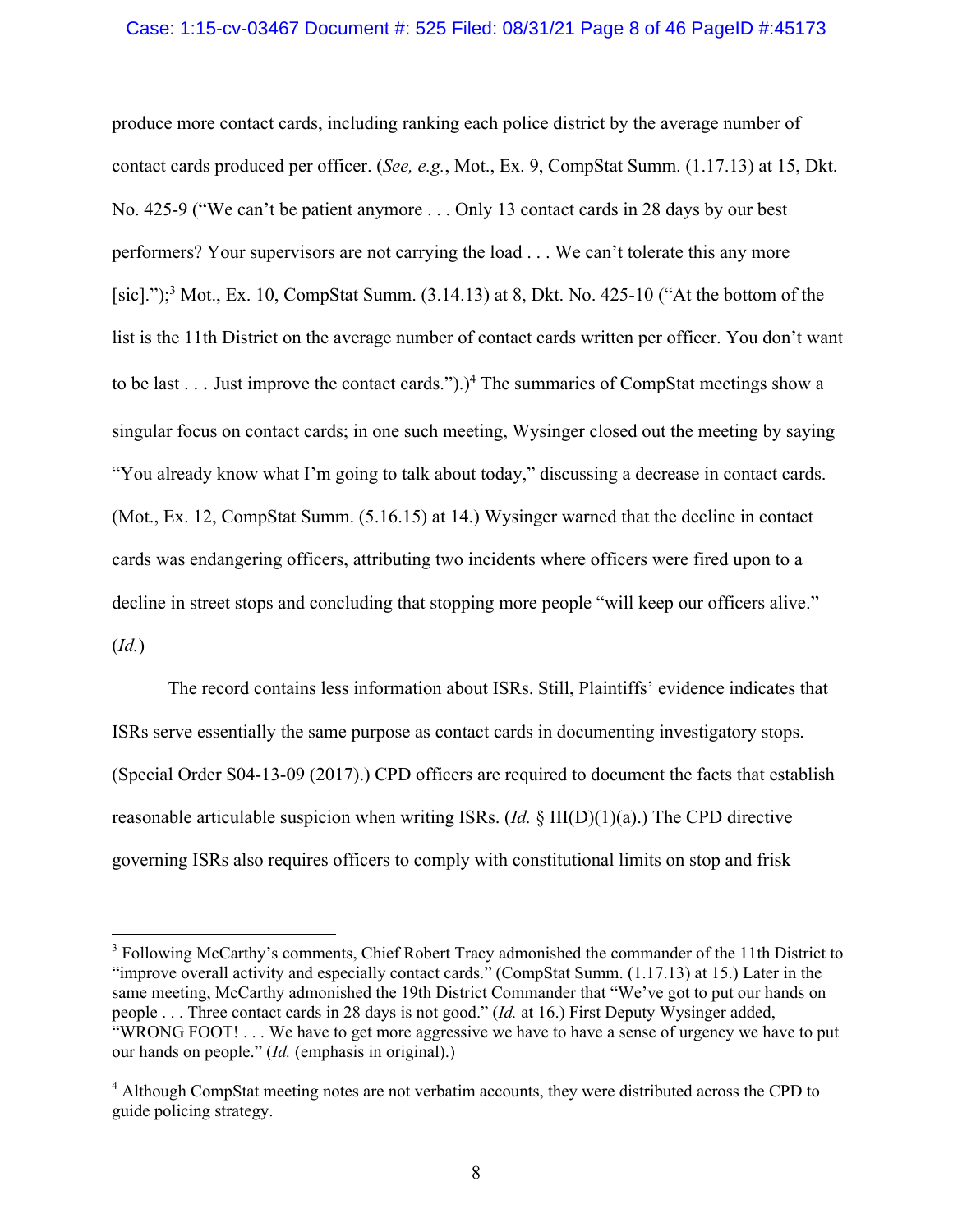produce more contact cards, including ranking each police district by the average number of contact cards produced per officer. (*See, e.g.*, Mot., Ex. 9, CompStat Summ. (1.17.13) at 15, Dkt. No. 425-9 ("We can't be patient anymore . . . Only 13 contact cards in 28 days by our best performers? Your supervisors are not carrying the load . . . We can't tolerate this any more [sic].");[3] Mot., Ex. 10, CompStat Summ. (3.14.13) at 8, Dkt. No. 425-10 ("At the bottom of the list is the 11th District on the average number of contact cards written per officer. You don't want to be last . . . Just improve the contact cards.").)[4] The summaries of CompStat meetings show a singular focus on contact cards; in one such meeting, Wysinger closed out the meeting by saying "You already know what I'm going to talk about today," discussing a decrease in contact cards. (Mot., Ex. 12, CompStat Summ. (5.16.15) at 14.) Wysinger warned that the decline in contact cards was endangering officers, attributing two incidents where officers were fired upon to a decline in street stops and concluding that stopping more people "will keep our officers alive." (*Id.*)

The record contains less information about ISRs. Still, Plaintiffs' evidence indicates that ISRs serve essentially the same purpose as contact cards in documenting investigatory stops. (Special Order S04-13-09 (2017).) CPD officers are required to document the facts that establish reasonable articulable suspicion when writing ISRs. (*Id.* § III(D)(1)(a).) The CPD directive governing ISRs also requires officers to comply with constitutional limits on stop and frisk

---

[3] Following McCarthy's comments, Chief Robert Tracy admonished the commander of the 11th District to "improve overall activity and especially contact cards." (CompStat Summ. (1.17.13) at 15.) Later in the same meeting, McCarthy admonished the 19th District Commander that "We've got to put our hands on people . . . Three contact cards in 28 days is not good." (*Id.* at 16.) First Deputy Wysinger added, "WRONG FOOT! . . . We have to get more aggressive we have to have a sense of urgency we have to put our hands on people." (*Id.* (emphasis in original).)

[4] Although CompStat meeting notes are not verbatim accounts, they were distributed across the CPD to guide policing strategy.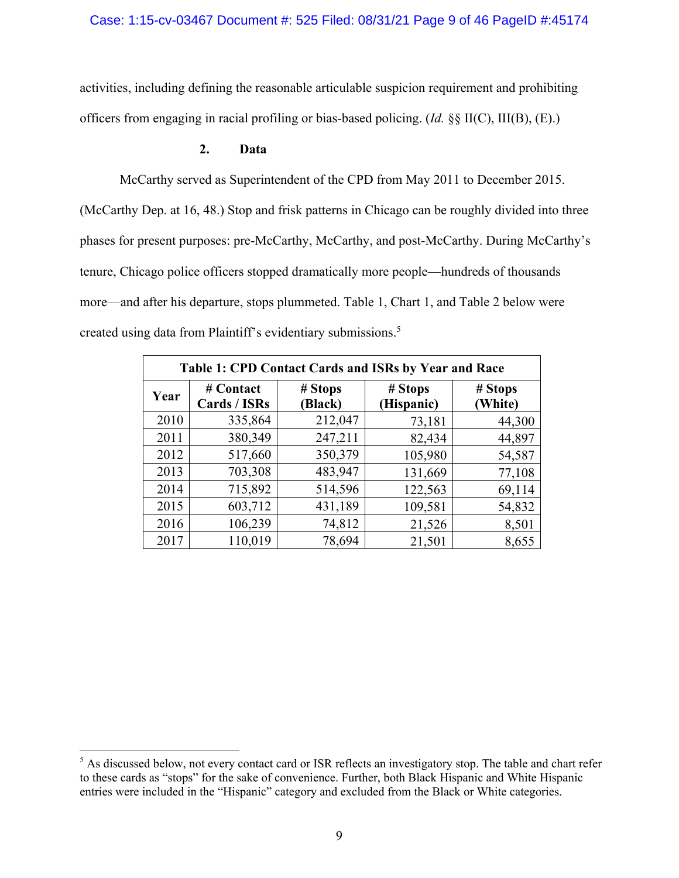activities, including defining the reasonable articulable suspicion requirement and prohibiting officers from engaging in racial profiling or bias-based policing. (*Id.* §§ II(C), III(B), (E).)

### 2. Data

McCarthy served as Superintendent of the CPD from May 2011 to December 2015. (McCarthy Dep. at 16, 48.) Stop and frisk patterns in Chicago can be roughly divided into three phases for present purposes: pre-McCarthy, McCarthy, and post-McCarthy. During McCarthy's tenure, Chicago police officers stopped dramatically more people—hundreds of thousands more—and after his departure, stops plummeted. Table 1, Chart 1, and Table 2 below were created using data from Plaintiff's evidentiary submissions.[5]

**Table 1: CPD Contact Cards and ISRs by Year and Race**

| Year | # Contact Cards / ISRs | # Stops (Black) | # Stops (Hispanic) | # Stops (White) |
|---|---|---|---|---|
| 2010 | 335,864 | 212,047 | 73,181 | 44,300 |
| 2011 | 380,349 | 247,211 | 82,434 | 44,897 |
| 2012 | 517,660 | 350,379 | 105,980 | 54,587 |
| 2013 | 703,308 | 483,947 | 131,669 | 77,108 |
| 2014 | 715,892 | 514,596 | 122,563 | 69,114 |
| 2015 | 603,712 | 431,189 | 109,581 | 54,832 |
| 2016 | 106,239 | 74,812 | 21,526 | 8,501 |
| 2017 | 110,019 | 78,694 | 21,501 | 8,655 |

[5] As discussed below, not every contact card or ISR reflects an investigatory stop. The table and chart refer to these cards as "stops" for the sake of convenience. Further, both Black Hispanic and White Hispanic entries were included in the "Hispanic" category and excluded from the Black or White categories.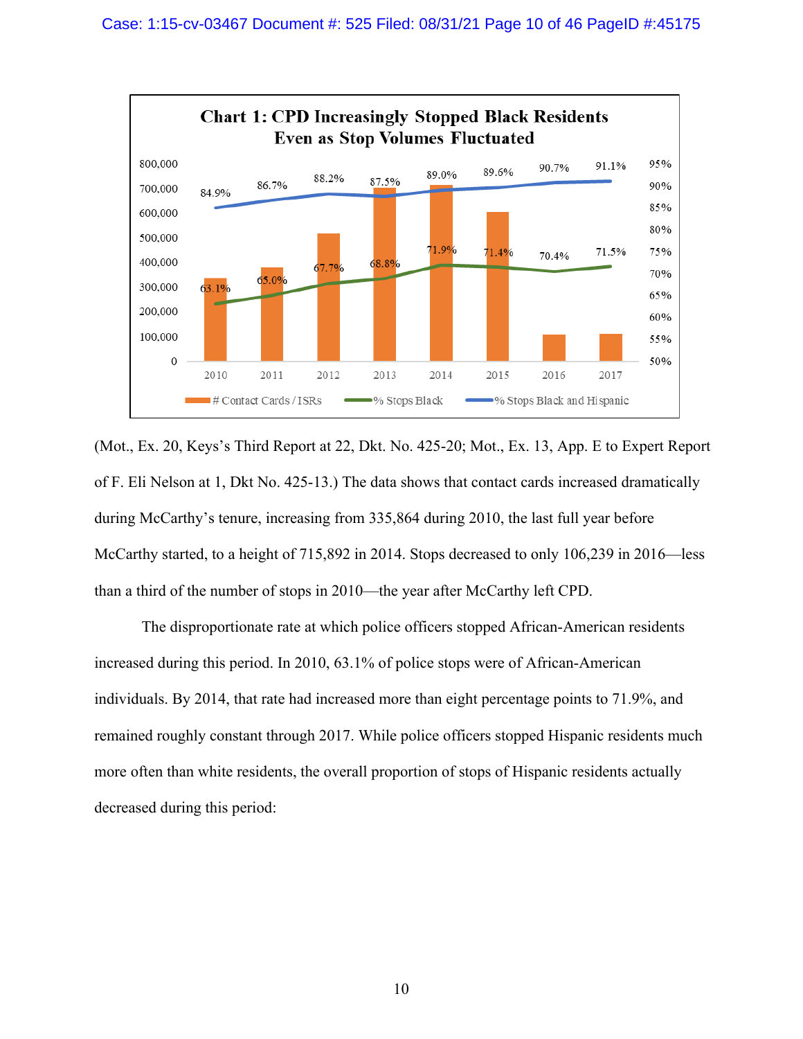**Chart 1: CPD Increasingly Stopped Black Residents Even as Stop Volumes Fluctuated**

| Year | % Stops Black | % Stops Black and Hispanic |
|---|---|---|
| 2010 | 63.1% | 84.9% |
| 2011 | 65.0% | 86.7% |
| 2012 | 67.7% | 88.2% |
| 2013 | 68.8% | 87.5% |
| 2014 | 71.9% | 89.0% |
| 2015 | 71.4% | 89.6% |
| 2016 | 70.4% | 90.7% |
| 2017 | 71.5% | 91.1% |

Legend: # Contact Cards / ISRs; % Stops Black; % Stops Black and Hispanic

(Mot., Ex. 20, Keys's Third Report at 22, Dkt. No. 425-20; Mot., Ex. 13, App. E to Expert Report of F. Eli Nelson at 1, Dkt No. 425-13.) The data shows that contact cards increased dramatically during McCarthy's tenure, increasing from 335,864 during 2010, the last full year before McCarthy started, to a height of 715,892 in 2014. Stops decreased to only 106,239 in 2016—less than a third of the number of stops in 2010—the year after McCarthy left CPD.

The disproportionate rate at which police officers stopped African-American residents increased during this period. In 2010, 63.1% of police stops were of African-American individuals. By 2014, that rate had increased more than eight percentage points to 71.9%, and remained roughly constant through 2017. While police officers stopped Hispanic residents much more often than white residents, the overall proportion of stops of Hispanic residents actually decreased during this period: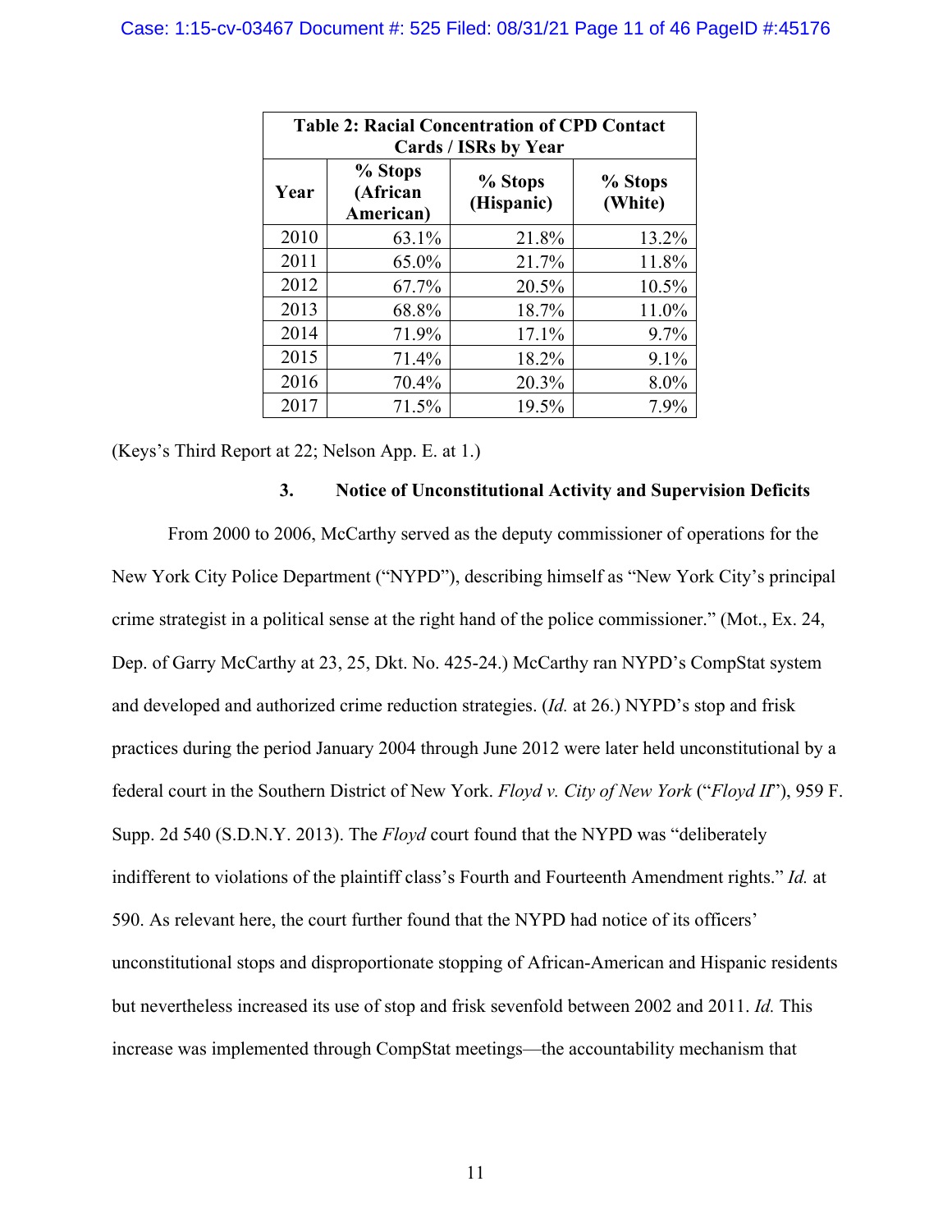| Table 2: Racial Concentration of CPD Contact Cards / ISRs by Year | | | |
|---|---|---|---|
| Year | % Stops (African American) | % Stops (Hispanic) | % Stops (White) |
| 2010 | 63.1% | 21.8% | 13.2% |
| 2011 | 65.0% | 21.7% | 11.8% |
| 2012 | 67.7% | 20.5% | 10.5% |
| 2013 | 68.8% | 18.7% | 11.0% |
| 2014 | 71.9% | 17.1% | 9.7% |
| 2015 | 71.4% | 18.2% | 9.1% |
| 2016 | 70.4% | 20.3% | 8.0% |
| 2017 | 71.5% | 19.5% | 7.9% |

(Keys's Third Report at 22; Nelson App. E. at 1.)

### 3. Notice of Unconstitutional Activity and Supervision Deficits

From 2000 to 2006, McCarthy served as the deputy commissioner of operations for the New York City Police Department ("NYPD"), describing himself as "New York City's principal crime strategist in a political sense at the right hand of the police commissioner." (Mot., Ex. 24, Dep. of Garry McCarthy at 23, 25, Dkt. No. 425-24.) McCarthy ran NYPD's CompStat system and developed and authorized crime reduction strategies. (*Id.* at 26.) NYPD's stop and frisk practices during the period January 2004 through June 2012 were later held unconstitutional by a federal court in the Southern District of New York. *Floyd v. City of New York* ("*Floyd II*"), 959 F. Supp. 2d 540 (S.D.N.Y. 2013). The *Floyd* court found that the NYPD was "deliberately indifferent to violations of the plaintiff class's Fourth and Fourteenth Amendment rights." *Id.* at 590. As relevant here, the court further found that the NYPD had notice of its officers' unconstitutional stops and disproportionate stopping of African-American and Hispanic residents but nevertheless increased its use of stop and frisk sevenfold between 2002 and 2011. *Id.* This increase was implemented through CompStat meetings—the accountability mechanism that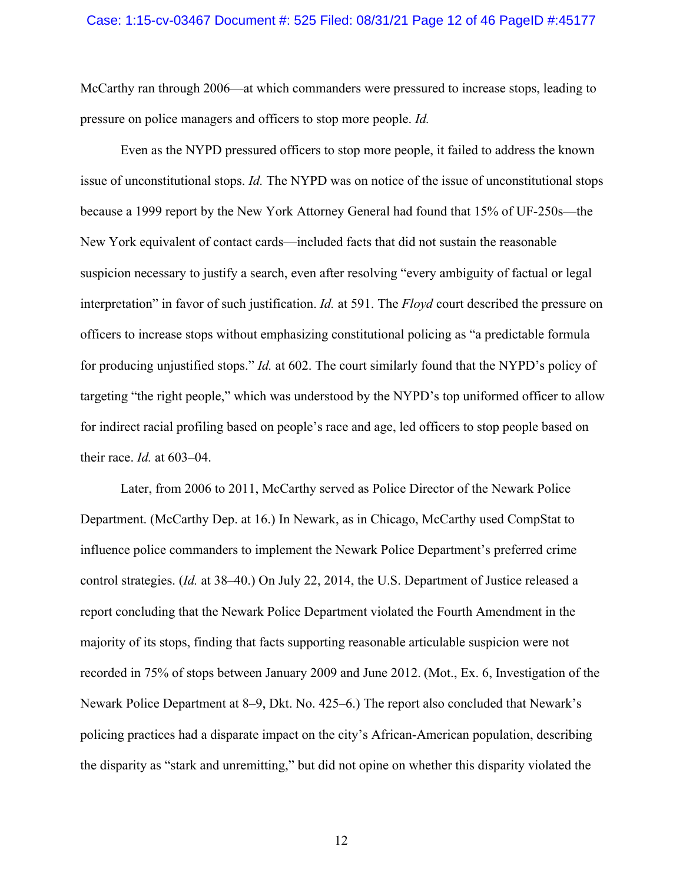McCarthy ran through 2006—at which commanders were pressured to increase stops, leading to pressure on police managers and officers to stop more people. *Id.*

Even as the NYPD pressured officers to stop more people, it failed to address the known issue of unconstitutional stops. *Id.* The NYPD was on notice of the issue of unconstitutional stops because a 1999 report by the New York Attorney General had found that 15% of UF-250s—the New York equivalent of contact cards—included facts that did not sustain the reasonable suspicion necessary to justify a search, even after resolving "every ambiguity of factual or legal interpretation" in favor of such justification. *Id.* at 591. The *Floyd* court described the pressure on officers to increase stops without emphasizing constitutional policing as "a predictable formula for producing unjustified stops." *Id.* at 602. The court similarly found that the NYPD's policy of targeting "the right people," which was understood by the NYPD's top uniformed officer to allow for indirect racial profiling based on people's race and age, led officers to stop people based on their race. *Id.* at 603–04.

Later, from 2006 to 2011, McCarthy served as Police Director of the Newark Police Department. (McCarthy Dep. at 16.) In Newark, as in Chicago, McCarthy used CompStat to influence police commanders to implement the Newark Police Department's preferred crime control strategies. (*Id.* at 38–40.) On July 22, 2014, the U.S. Department of Justice released a report concluding that the Newark Police Department violated the Fourth Amendment in the majority of its stops, finding that facts supporting reasonable articulable suspicion were not recorded in 75% of stops between January 2009 and June 2012. (Mot., Ex. 6, Investigation of the Newark Police Department at 8–9, Dkt. No. 425–6.) The report also concluded that Newark's policing practices had a disparate impact on the city's African-American population, describing the disparity as "stark and unremitting," but did not opine on whether this disparity violated the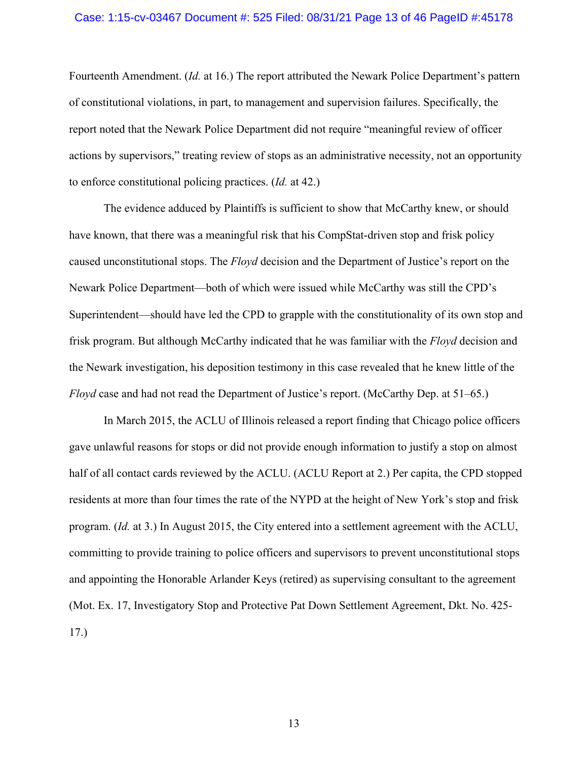Fourteenth Amendment. (*Id.* at 16.) The report attributed the Newark Police Department's pattern of constitutional violations, in part, to management and supervision failures. Specifically, the report noted that the Newark Police Department did not require "meaningful review of officer actions by supervisors," treating review of stops as an administrative necessity, not an opportunity to enforce constitutional policing practices. (*Id.* at 42.)

The evidence adduced by Plaintiffs is sufficient to show that McCarthy knew, or should have known, that there was a meaningful risk that his CompStat-driven stop and frisk policy caused unconstitutional stops. The *Floyd* decision and the Department of Justice's report on the Newark Police Department—both of which were issued while McCarthy was still the CPD's Superintendent—should have led the CPD to grapple with the constitutionality of its own stop and frisk program. But although McCarthy indicated that he was familiar with the *Floyd* decision and the Newark investigation, his deposition testimony in this case revealed that he knew little of the *Floyd* case and had not read the Department of Justice's report. (McCarthy Dep. at 51–65.)

In March 2015, the ACLU of Illinois released a report finding that Chicago police officers gave unlawful reasons for stops or did not provide enough information to justify a stop on almost half of all contact cards reviewed by the ACLU. (ACLU Report at 2.) Per capita, the CPD stopped residents at more than four times the rate of the NYPD at the height of New York's stop and frisk program. (*Id.* at 3.) In August 2015, the City entered into a settlement agreement with the ACLU, committing to provide training to police officers and supervisors to prevent unconstitutional stops and appointing the Honorable Arlander Keys (retired) as supervising consultant to the agreement (Mot. Ex. 17, Investigatory Stop and Protective Pat Down Settlement Agreement, Dkt. No. 425-17.)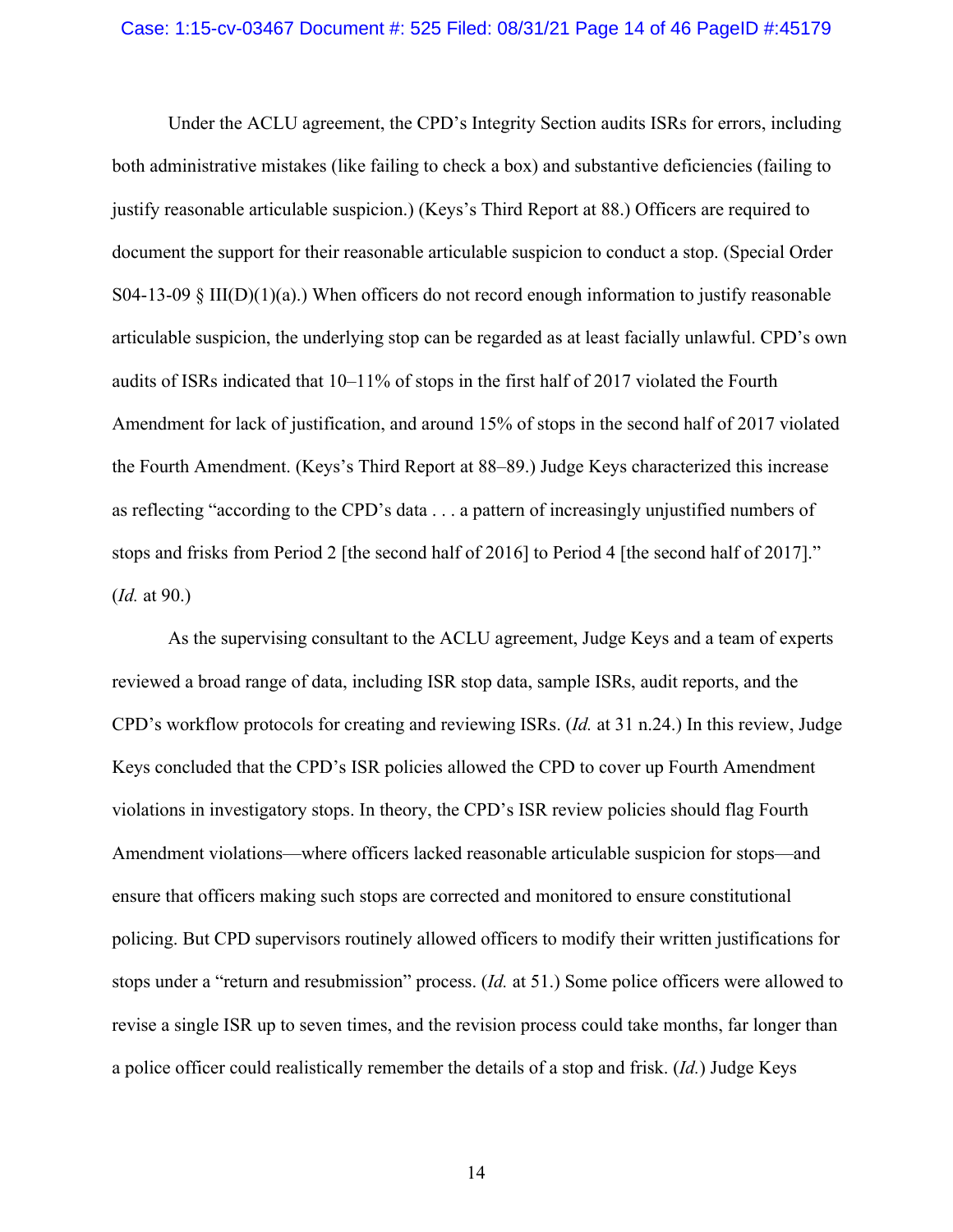Under the ACLU agreement, the CPD's Integrity Section audits ISRs for errors, including both administrative mistakes (like failing to check a box) and substantive deficiencies (failing to justify reasonable articulable suspicion.) (Keys's Third Report at 88.) Officers are required to document the support for their reasonable articulable suspicion to conduct a stop. (Special Order S04-13-09 § III(D)(1)(a).) When officers do not record enough information to justify reasonable articulable suspicion, the underlying stop can be regarded as at least facially unlawful. CPD's own audits of ISRs indicated that 10–11% of stops in the first half of 2017 violated the Fourth Amendment for lack of justification, and around 15% of stops in the second half of 2017 violated the Fourth Amendment. (Keys's Third Report at 88–89.) Judge Keys characterized this increase as reflecting "according to the CPD's data . . . a pattern of increasingly unjustified numbers of stops and frisks from Period 2 [the second half of 2016] to Period 4 [the second half of 2017]." (*Id.* at 90.)

As the supervising consultant to the ACLU agreement, Judge Keys and a team of experts reviewed a broad range of data, including ISR stop data, sample ISRs, audit reports, and the CPD's workflow protocols for creating and reviewing ISRs. (*Id.* at 31 n.24.) In this review, Judge Keys concluded that the CPD's ISR policies allowed the CPD to cover up Fourth Amendment violations in investigatory stops. In theory, the CPD's ISR review policies should flag Fourth Amendment violations—where officers lacked reasonable articulable suspicion for stops—and ensure that officers making such stops are corrected and monitored to ensure constitutional policing. But CPD supervisors routinely allowed officers to modify their written justifications for stops under a "return and resubmission" process. (*Id.* at 51.) Some police officers were allowed to revise a single ISR up to seven times, and the revision process could take months, far longer than a police officer could realistically remember the details of a stop and frisk. (*Id.*) Judge Keys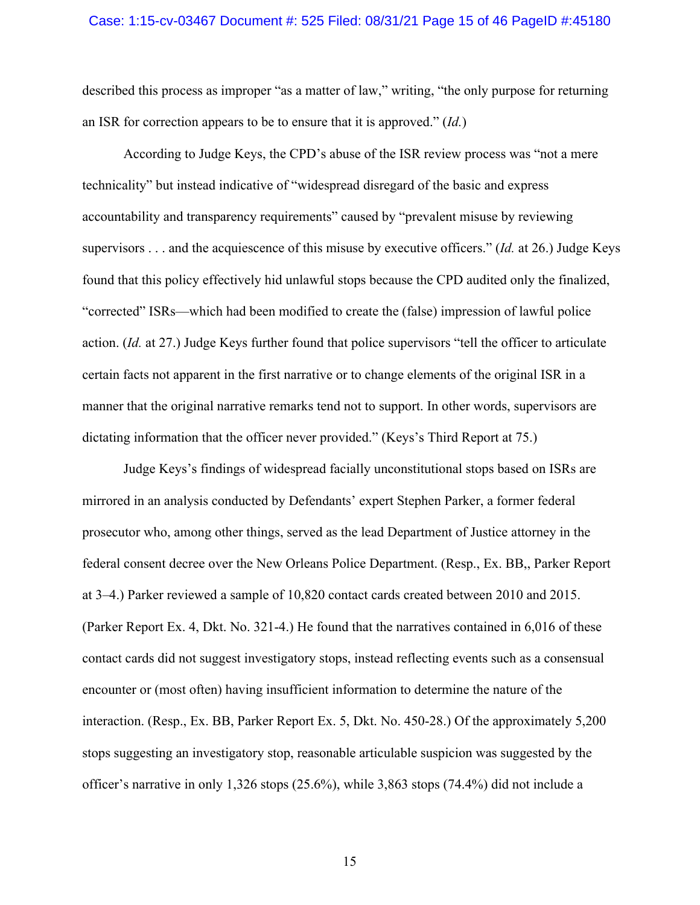described this process as improper "as a matter of law," writing, "the only purpose for returning an ISR for correction appears to be to ensure that it is approved." (*Id.*)

According to Judge Keys, the CPD's abuse of the ISR review process was "not a mere technicality" but instead indicative of "widespread disregard of the basic and express accountability and transparency requirements" caused by "prevalent misuse by reviewing supervisors . . . and the acquiescence of this misuse by executive officers." (*Id.* at 26.) Judge Keys found that this policy effectively hid unlawful stops because the CPD audited only the finalized, "corrected" ISRs—which had been modified to create the (false) impression of lawful police action. (*Id.* at 27.) Judge Keys further found that police supervisors "tell the officer to articulate certain facts not apparent in the first narrative or to change elements of the original ISR in a manner that the original narrative remarks tend not to support. In other words, supervisors are dictating information that the officer never provided." (Keys's Third Report at 75.)

Judge Keys's findings of widespread facially unconstitutional stops based on ISRs are mirrored in an analysis conducted by Defendants' expert Stephen Parker, a former federal prosecutor who, among other things, served as the lead Department of Justice attorney in the federal consent decree over the New Orleans Police Department. (Resp., Ex. BB,, Parker Report at 3–4.) Parker reviewed a sample of 10,820 contact cards created between 2010 and 2015. (Parker Report Ex. 4, Dkt. No. 321-4.) He found that the narratives contained in 6,016 of these contact cards did not suggest investigatory stops, instead reflecting events such as a consensual encounter or (most often) having insufficient information to determine the nature of the interaction. (Resp., Ex. BB, Parker Report Ex. 5, Dkt. No. 450-28.) Of the approximately 5,200 stops suggesting an investigatory stop, reasonable articulable suspicion was suggested by the officer's narrative in only 1,326 stops (25.6%), while 3,863 stops (74.4%) did not include a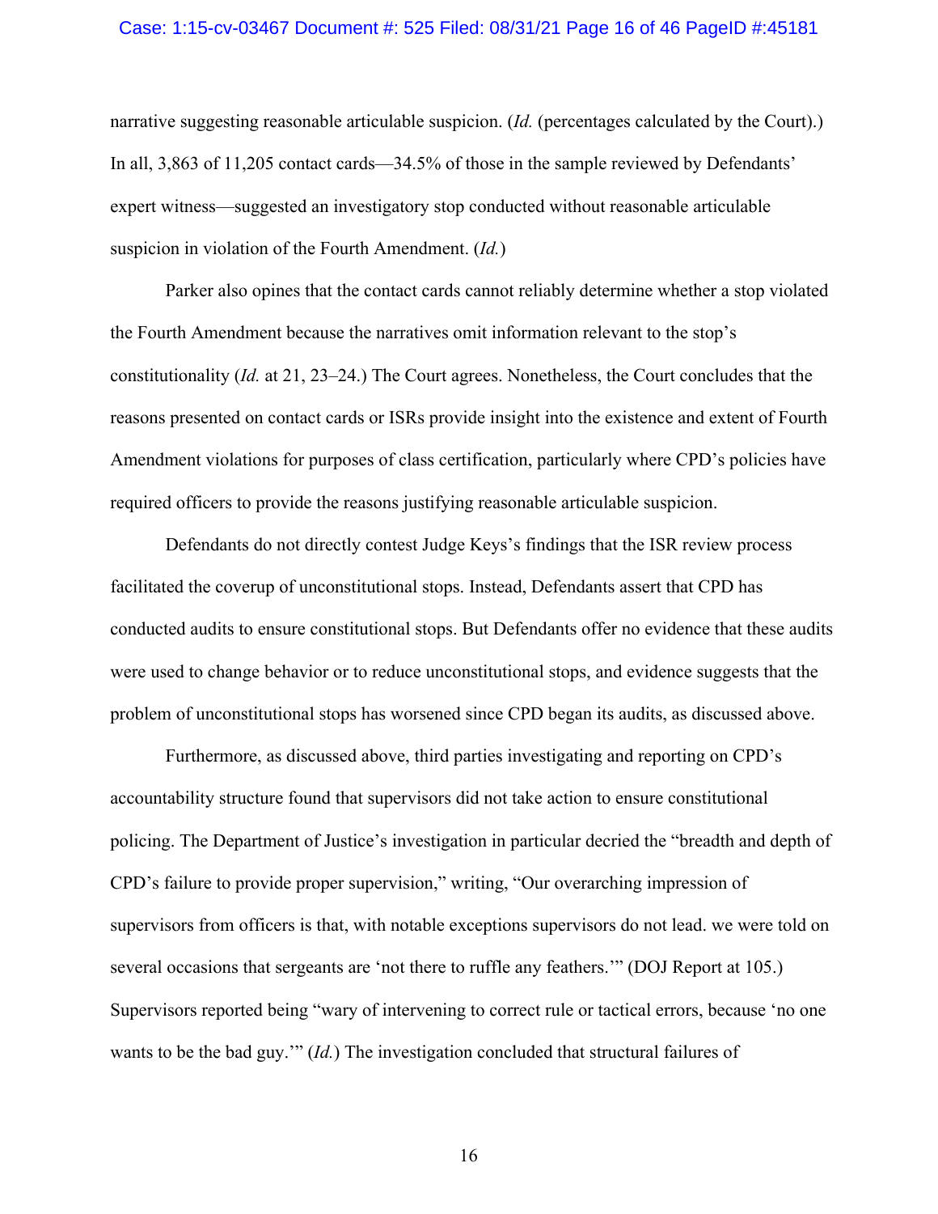narrative suggesting reasonable articulable suspicion. (*Id.* (percentages calculated by the Court).) In all, 3,863 of 11,205 contact cards—34.5% of those in the sample reviewed by Defendants' expert witness—suggested an investigatory stop conducted without reasonable articulable suspicion in violation of the Fourth Amendment. (*Id.*)

Parker also opines that the contact cards cannot reliably determine whether a stop violated the Fourth Amendment because the narratives omit information relevant to the stop's constitutionality (*Id.* at 21, 23–24.) The Court agrees. Nonetheless, the Court concludes that the reasons presented on contact cards or ISRs provide insight into the existence and extent of Fourth Amendment violations for purposes of class certification, particularly where CPD's policies have required officers to provide the reasons justifying reasonable articulable suspicion.

Defendants do not directly contest Judge Keys's findings that the ISR review process facilitated the coverup of unconstitutional stops. Instead, Defendants assert that CPD has conducted audits to ensure constitutional stops. But Defendants offer no evidence that these audits were used to change behavior or to reduce unconstitutional stops, and evidence suggests that the problem of unconstitutional stops has worsened since CPD began its audits, as discussed above.

Furthermore, as discussed above, third parties investigating and reporting on CPD's accountability structure found that supervisors did not take action to ensure constitutional policing. The Department of Justice's investigation in particular decried the "breadth and depth of CPD's failure to provide proper supervision," writing, "Our overarching impression of supervisors from officers is that, with notable exceptions supervisors do not lead. we were told on several occasions that sergeants are 'not there to ruffle any feathers.'" (DOJ Report at 105.) Supervisors reported being "wary of intervening to correct rule or tactical errors, because 'no one wants to be the bad guy.'" (*Id.*) The investigation concluded that structural failures of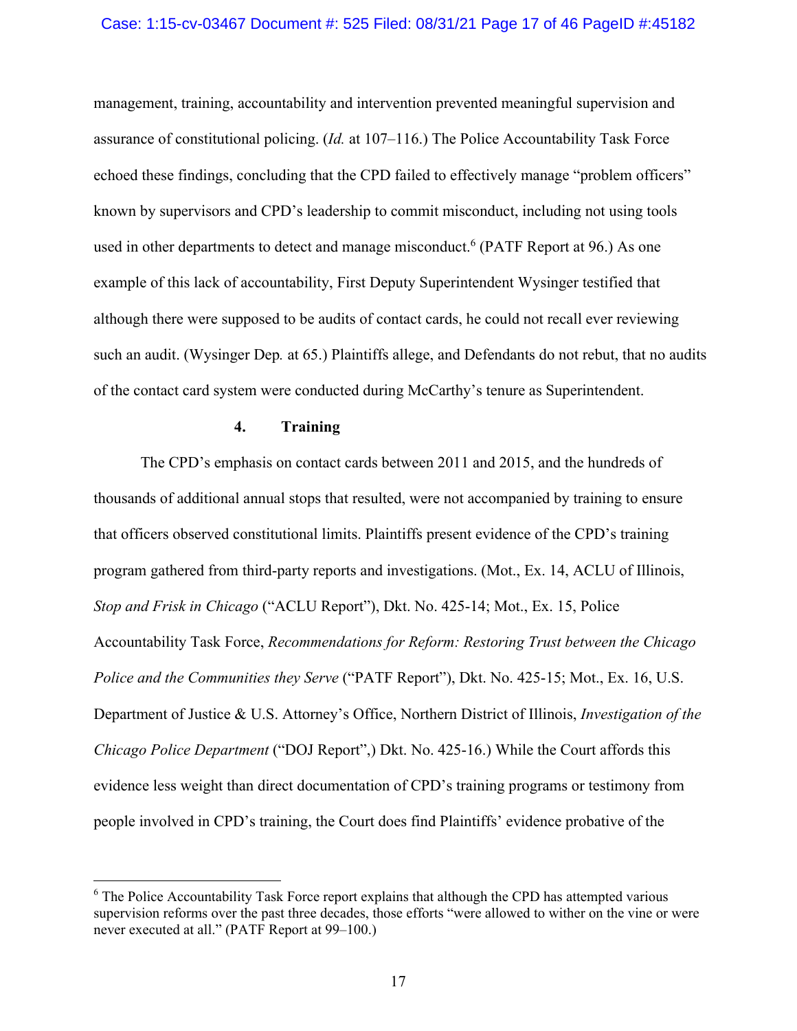management, training, accountability and intervention prevented meaningful supervision and assurance of constitutional policing. (*Id.* at 107–116.) The Police Accountability Task Force echoed these findings, concluding that the CPD failed to effectively manage "problem officers" known by supervisors and CPD's leadership to commit misconduct, including not using tools used in other departments to detect and manage misconduct.[6] (PATF Report at 96.) As one example of this lack of accountability, First Deputy Superintendent Wysinger testified that although there were supposed to be audits of contact cards, he could not recall ever reviewing such an audit. (Wysinger Dep. at 65.) Plaintiffs allege, and Defendants do not rebut, that no audits of the contact card system were conducted during McCarthy's tenure as Superintendent.

#### 4. Training

The CPD's emphasis on contact cards between 2011 and 2015, and the hundreds of thousands of additional annual stops that resulted, were not accompanied by training to ensure that officers observed constitutional limits. Plaintiffs present evidence of the CPD's training program gathered from third-party reports and investigations. (Mot., Ex. 14, ACLU of Illinois, *Stop and Frisk in Chicago* ("ACLU Report"), Dkt. No. 425-14; Mot., Ex. 15, Police Accountability Task Force, *Recommendations for Reform: Restoring Trust between the Chicago Police and the Communities they Serve* ("PATF Report"), Dkt. No. 425-15; Mot., Ex. 16, U.S. Department of Justice & U.S. Attorney's Office, Northern District of Illinois, *Investigation of the Chicago Police Department* ("DOJ Report",) Dkt. No. 425-16.) While the Court affords this evidence less weight than direct documentation of CPD's training programs or testimony from people involved in CPD's training, the Court does find Plaintiffs' evidence probative of the

---

[6] The Police Accountability Task Force report explains that although the CPD has attempted various supervision reforms over the past three decades, those efforts "were allowed to wither on the vine or were never executed at all." (PATF Report at 99–100.)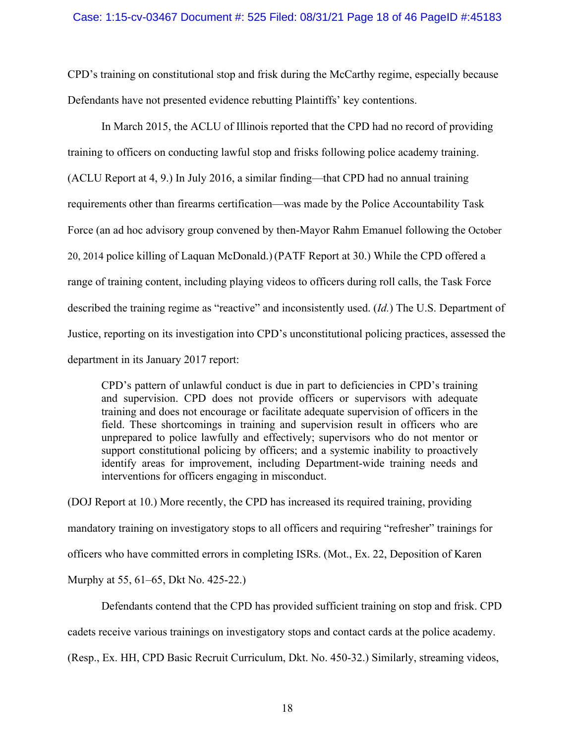CPD's training on constitutional stop and frisk during the McCarthy regime, especially because Defendants have not presented evidence rebutting Plaintiffs' key contentions.

In March 2015, the ACLU of Illinois reported that the CPD had no record of providing training to officers on conducting lawful stop and frisks following police academy training. (ACLU Report at 4, 9.) In July 2016, a similar finding—that CPD had no annual training requirements other than firearms certification—was made by the Police Accountability Task Force (an ad hoc advisory group convened by then-Mayor Rahm Emanuel following the October 20, 2014 police killing of Laquan McDonald.) (PATF Report at 30.) While the CPD offered a range of training content, including playing videos to officers during roll calls, the Task Force described the training regime as "reactive" and inconsistently used. (*Id.*) The U.S. Department of Justice, reporting on its investigation into CPD's unconstitutional policing practices, assessed the department in its January 2017 report:

> CPD's pattern of unlawful conduct is due in part to deficiencies in CPD's training and supervision. CPD does not provide officers or supervisors with adequate training and does not encourage or facilitate adequate supervision of officers in the field. These shortcomings in training and supervision result in officers who are unprepared to police lawfully and effectively; supervisors who do not mentor or support constitutional policing by officers; and a systemic inability to proactively identify areas for improvement, including Department-wide training needs and interventions for officers engaging in misconduct.

(DOJ Report at 10.) More recently, the CPD has increased its required training, providing mandatory training on investigatory stops to all officers and requiring "refresher" trainings for officers who have committed errors in completing ISRs. (Mot., Ex. 22, Deposition of Karen Murphy at 55, 61–65, Dkt No. 425-22.)

Defendants contend that the CPD has provided sufficient training on stop and frisk. CPD cadets receive various trainings on investigatory stops and contact cards at the police academy. (Resp., Ex. HH, CPD Basic Recruit Curriculum, Dkt. No. 450-32.) Similarly, streaming videos,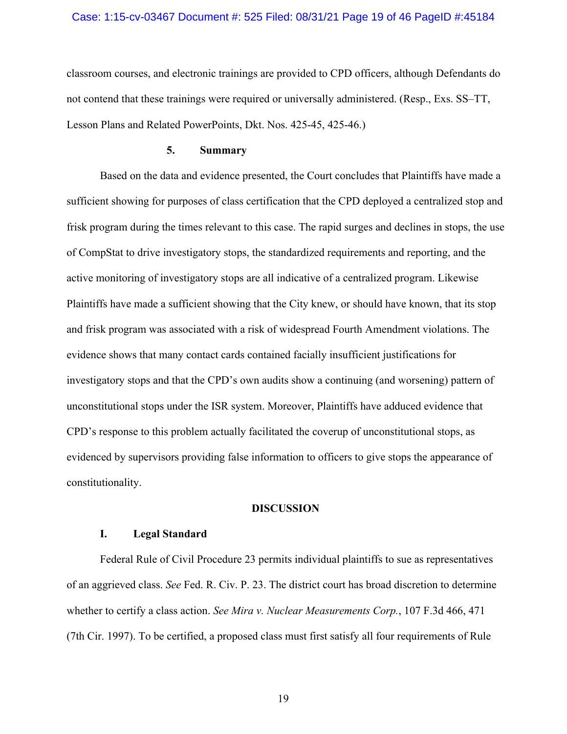classroom courses, and electronic trainings are provided to CPD officers, although Defendants do not contend that these trainings were required or universally administered. (Resp., Exs. SS–TT, Lesson Plans and Related PowerPoints, Dkt. Nos. 425-45, 425-46.)

#### 5. Summary

Based on the data and evidence presented, the Court concludes that Plaintiffs have made a sufficient showing for purposes of class certification that the CPD deployed a centralized stop and frisk program during the times relevant to this case. The rapid surges and declines in stops, the use of CompStat to drive investigatory stops, the standardized requirements and reporting, and the active monitoring of investigatory stops are all indicative of a centralized program. Likewise Plaintiffs have made a sufficient showing that the City knew, or should have known, that its stop and frisk program was associated with a risk of widespread Fourth Amendment violations. The evidence shows that many contact cards contained facially insufficient justifications for investigatory stops and that the CPD's own audits show a continuing (and worsening) pattern of unconstitutional stops under the ISR system. Moreover, Plaintiffs have adduced evidence that CPD's response to this problem actually facilitated the coverup of unconstitutional stops, as evidenced by supervisors providing false information to officers to give stops the appearance of constitutionality.

## DISCUSSION

### I. Legal Standard

Federal Rule of Civil Procedure 23 permits individual plaintiffs to sue as representatives of an aggrieved class. *See* Fed. R. Civ. P. 23. The district court has broad discretion to determine whether to certify a class action. *See Mira v. Nuclear Measurements Corp.*, 107 F.3d 466, 471 (7th Cir. 1997). To be certified, a proposed class must first satisfy all four requirements of Rule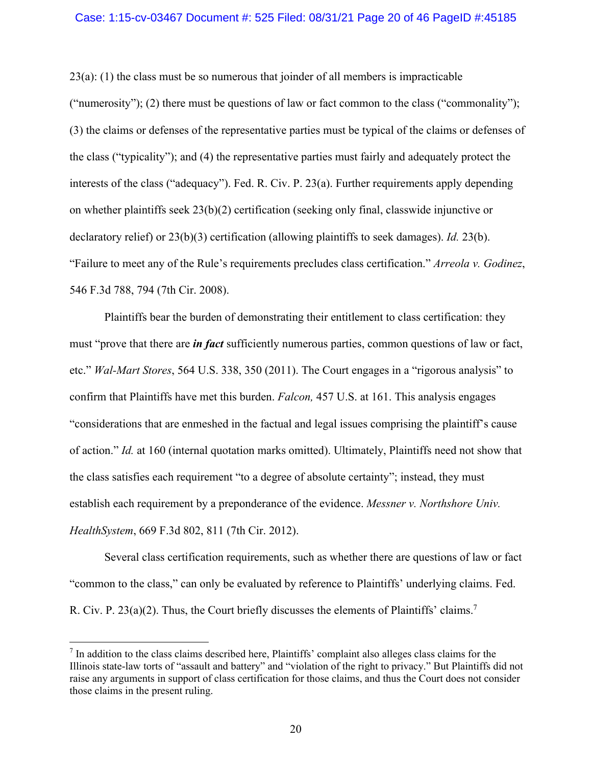23(a): (1) the class must be so numerous that joinder of all members is impracticable ("numerosity"); (2) there must be questions of law or fact common to the class ("commonality"); (3) the claims or defenses of the representative parties must be typical of the claims or defenses of the class ("typicality"); and (4) the representative parties must fairly and adequately protect the interests of the class ("adequacy"). Fed. R. Civ. P. 23(a). Further requirements apply depending on whether plaintiffs seek 23(b)(2) certification (seeking only final, classwide injunctive or declaratory relief) or 23(b)(3) certification (allowing plaintiffs to seek damages). *Id.* 23(b). "Failure to meet any of the Rule's requirements precludes class certification." *Arreola v. Godinez*, 546 F.3d 788, 794 (7th Cir. 2008).

Plaintiffs bear the burden of demonstrating their entitlement to class certification: they must "prove that there are ***in fact*** sufficiently numerous parties, common questions of law or fact, etc." *Wal-Mart Stores*, 564 U.S. 338, 350 (2011). The Court engages in a "rigorous analysis" to confirm that Plaintiffs have met this burden. *Falcon,* 457 U.S. at 161. This analysis engages "considerations that are enmeshed in the factual and legal issues comprising the plaintiff's cause of action." *Id.* at 160 (internal quotation marks omitted). Ultimately, Plaintiffs need not show that the class satisfies each requirement "to a degree of absolute certainty"; instead, they must establish each requirement by a preponderance of the evidence. *Messner v. Northshore Univ. HealthSystem*, 669 F.3d 802, 811 (7th Cir. 2012).

Several class certification requirements, such as whether there are questions of law or fact "common to the class," can only be evaluated by reference to Plaintiffs' underlying claims. Fed. R. Civ. P. 23(a)(2). Thus, the Court briefly discusses the elements of Plaintiffs' claims.[7]

---

[7] In addition to the class claims described here, Plaintiffs' complaint also alleges class claims for the Illinois state-law torts of "assault and battery" and "violation of the right to privacy." But Plaintiffs did not raise any arguments in support of class certification for those claims, and thus the Court does not consider those claims in the present ruling.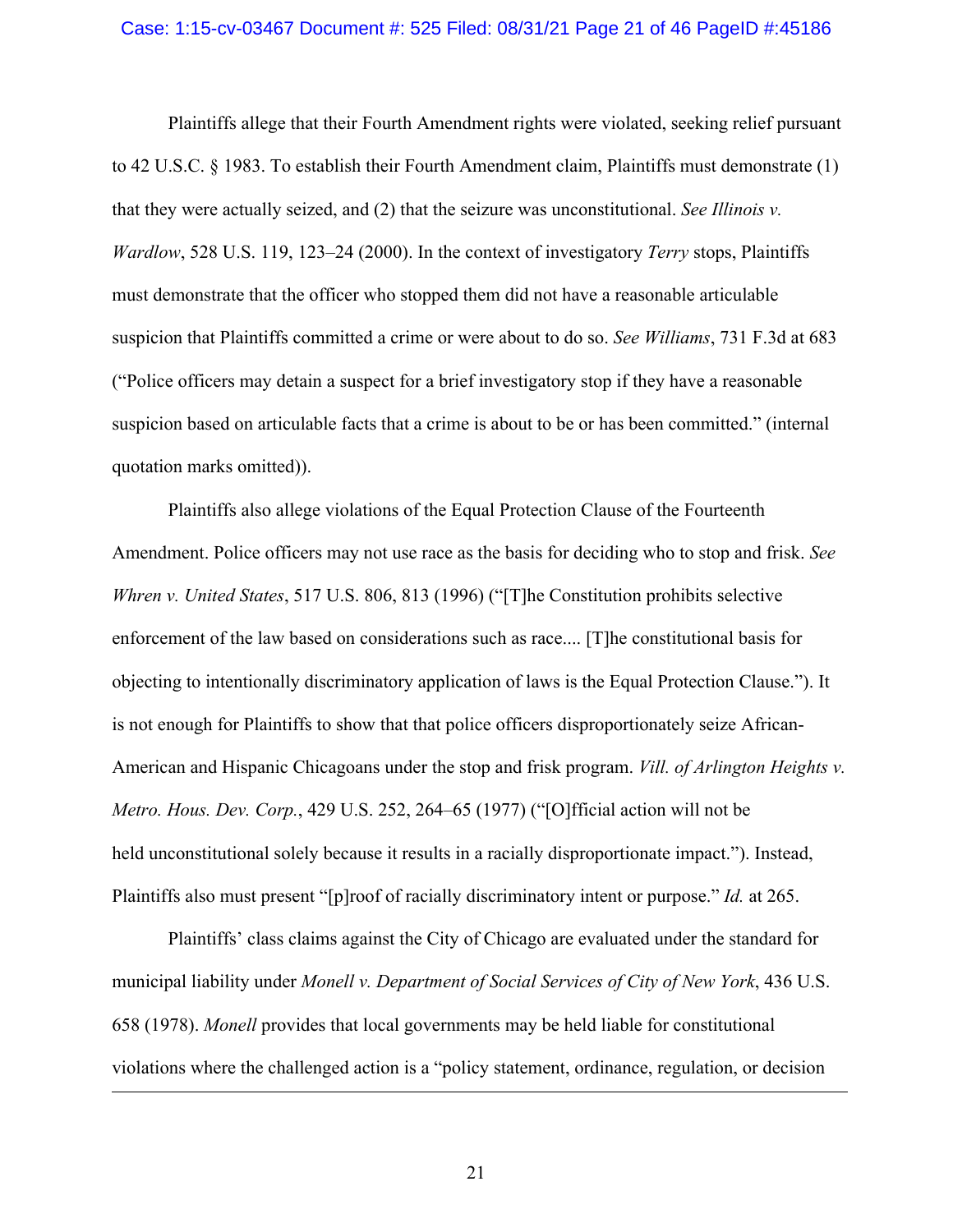Plaintiffs allege that their Fourth Amendment rights were violated, seeking relief pursuant to 42 U.S.C. § 1983. To establish their Fourth Amendment claim, Plaintiffs must demonstrate (1) that they were actually seized, and (2) that the seizure was unconstitutional. *See Illinois v. Wardlow*, 528 U.S. 119, 123–24 (2000). In the context of investigatory *Terry* stops, Plaintiffs must demonstrate that the officer who stopped them did not have a reasonable articulable suspicion that Plaintiffs committed a crime or were about to do so. *See Williams*, 731 F.3d at 683 ("Police officers may detain a suspect for a brief investigatory stop if they have a reasonable suspicion based on articulable facts that a crime is about to be or has been committed." (internal quotation marks omitted)).

Plaintiffs also allege violations of the Equal Protection Clause of the Fourteenth Amendment. Police officers may not use race as the basis for deciding who to stop and frisk. *See Whren v. United States*, 517 U.S. 806, 813 (1996) ("[T]he Constitution prohibits selective enforcement of the law based on considerations such as race.... [T]he constitutional basis for objecting to intentionally discriminatory application of laws is the Equal Protection Clause."). It is not enough for Plaintiffs to show that that police officers disproportionately seize African-American and Hispanic Chicagoans under the stop and frisk program. *Vill. of Arlington Heights v. Metro. Hous. Dev. Corp.*, 429 U.S. 252, 264–65 (1977) ("[O]fficial action will not be held unconstitutional solely because it results in a racially disproportionate impact."). Instead, Plaintiffs also must present "[p]roof of racially discriminatory intent or purpose." *Id.* at 265.

Plaintiffs' class claims against the City of Chicago are evaluated under the standard for municipal liability under *Monell v. Department of Social Services of City of New York*, 436 U.S. 658 (1978). *Monell* provides that local governments may be held liable for constitutional violations where the challenged action is a "policy statement, ordinance, regulation, or decision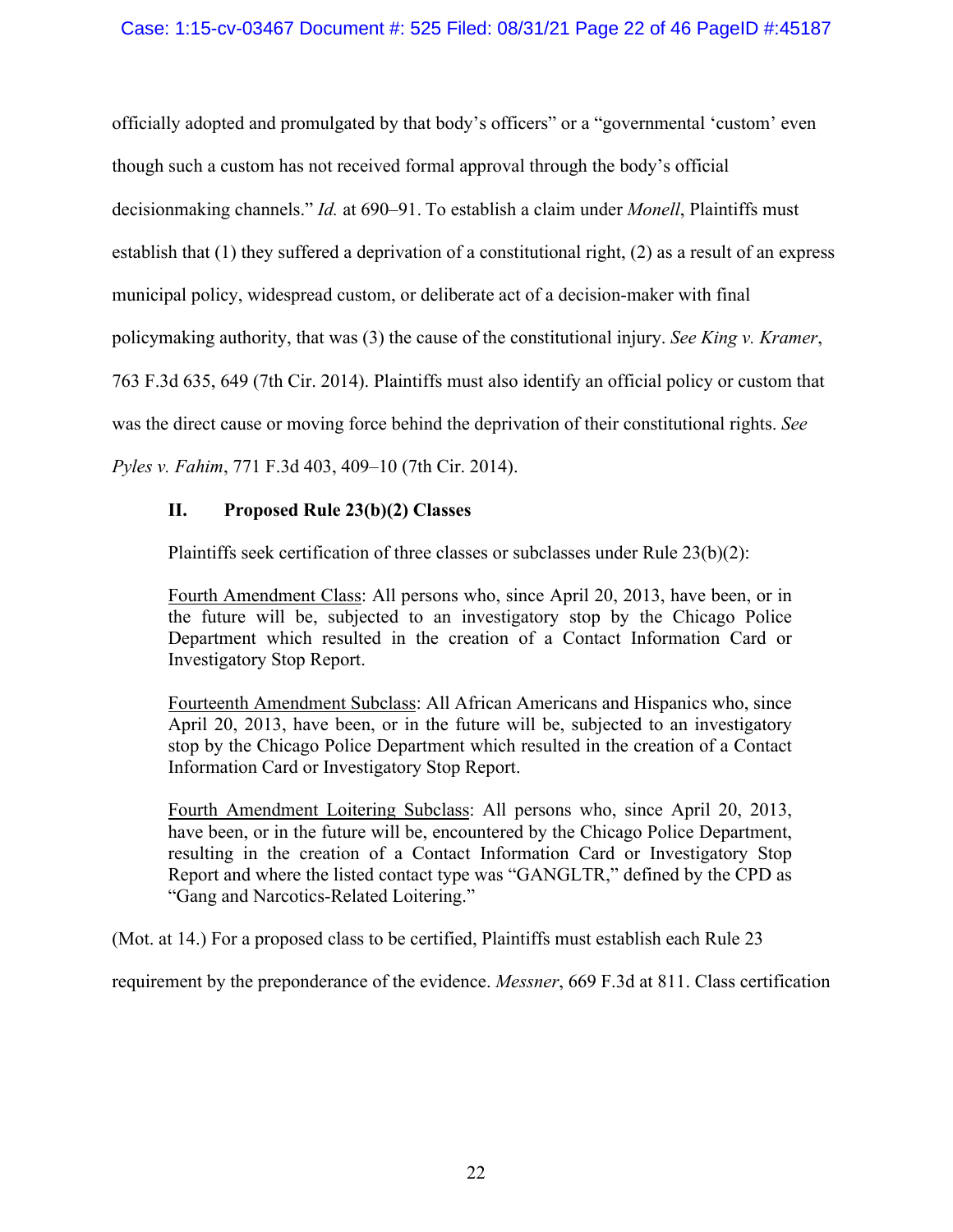officially adopted and promulgated by that body's officers" or a "governmental 'custom' even though such a custom has not received formal approval through the body's official decisionmaking channels." *Id.* at 690–91. To establish a claim under *Monell*, Plaintiffs must establish that (1) they suffered a deprivation of a constitutional right, (2) as a result of an express municipal policy, widespread custom, or deliberate act of a decision-maker with final policymaking authority, that was (3) the cause of the constitutional injury. *See King v. Kramer*, 763 F.3d 635, 649 (7th Cir. 2014). Plaintiffs must also identify an official policy or custom that was the direct cause or moving force behind the deprivation of their constitutional rights. *See Pyles v. Fahim*, 771 F.3d 403, 409–10 (7th Cir. 2014).

## II. Proposed Rule 23(b)(2) Classes

Plaintiffs seek certification of three classes or subclasses under Rule 23(b)(2):

> <u>Fourth Amendment Class</u>: All persons who, since April 20, 2013, have been, or in the future will be, subjected to an investigatory stop by the Chicago Police Department which resulted in the creation of a Contact Information Card or Investigatory Stop Report.
>
> <u>Fourteenth Amendment Subclass</u>: All African Americans and Hispanics who, since April 20, 2013, have been, or in the future will be, subjected to an investigatory stop by the Chicago Police Department which resulted in the creation of a Contact Information Card or Investigatory Stop Report.
>
> <u>Fourth Amendment Loitering Subclass</u>: All persons who, since April 20, 2013, have been, or in the future will be, encountered by the Chicago Police Department, resulting in the creation of a Contact Information Card or Investigatory Stop Report and where the listed contact type was "GANGLTR," defined by the CPD as "Gang and Narcotics-Related Loitering."

(Mot. at 14.) For a proposed class to be certified, Plaintiffs must establish each Rule 23 requirement by the preponderance of the evidence. *Messner*, 669 F.3d at 811. Class certification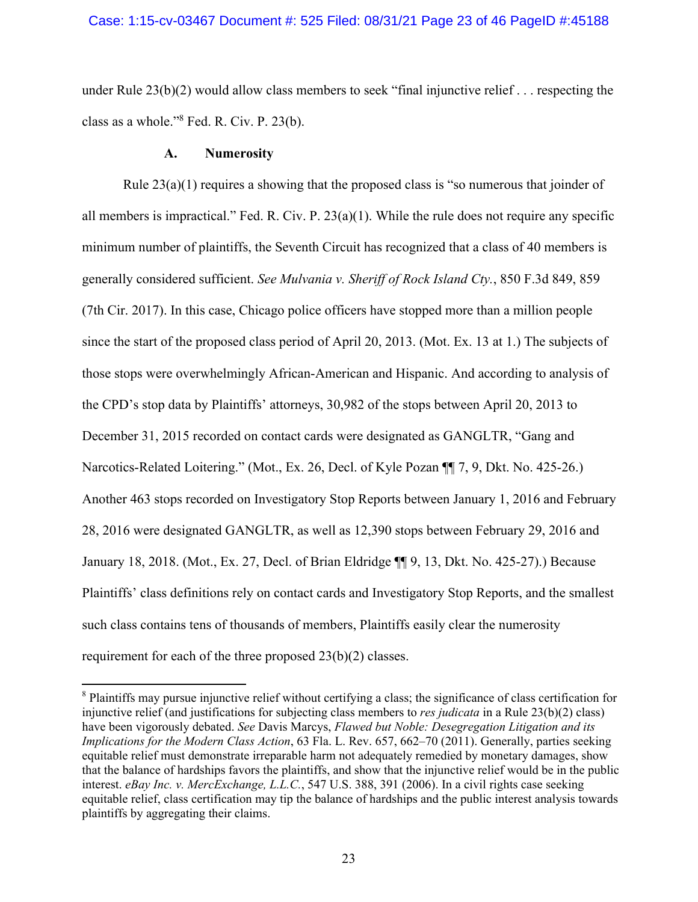under Rule 23(b)(2) would allow class members to seek "final injunctive relief . . . respecting the class as a whole."[8] Fed. R. Civ. P. 23(b).

### A. Numerosity

Rule 23(a)(1) requires a showing that the proposed class is "so numerous that joinder of all members is impractical." Fed. R. Civ. P. 23(a)(1). While the rule does not require any specific minimum number of plaintiffs, the Seventh Circuit has recognized that a class of 40 members is generally considered sufficient. *See Mulvania v. Sheriff of Rock Island Cty.*, 850 F.3d 849, 859 (7th Cir. 2017). In this case, Chicago police officers have stopped more than a million people since the start of the proposed class period of April 20, 2013. (Mot. Ex. 13 at 1.) The subjects of those stops were overwhelmingly African-American and Hispanic. And according to analysis of the CPD's stop data by Plaintiffs' attorneys, 30,982 of the stops between April 20, 2013 to December 31, 2015 recorded on contact cards were designated as GANGLTR, "Gang and Narcotics-Related Loitering." (Mot., Ex. 26, Decl. of Kyle Pozan ¶¶ 7, 9, Dkt. No. 425-26.) Another 463 stops recorded on Investigatory Stop Reports between January 1, 2016 and February 28, 2016 were designated GANGLTR, as well as 12,390 stops between February 29, 2016 and January 18, 2018. (Mot., Ex. 27, Decl. of Brian Eldridge ¶¶ 9, 13, Dkt. No. 425-27).) Because Plaintiffs' class definitions rely on contact cards and Investigatory Stop Reports, and the smallest such class contains tens of thousands of members, Plaintiffs easily clear the numerosity requirement for each of the three proposed 23(b)(2) classes.

---

[8] Plaintiffs may pursue injunctive relief without certifying a class; the significance of class certification for injunctive relief (and justifications for subjecting class members to *res judicata* in a Rule 23(b)(2) class) have been vigorously debated. *See* Davis Marcys, *Flawed but Noble: Desegregation Litigation and its Implications for the Modern Class Action*, 63 Fla. L. Rev. 657, 662–70 (2011). Generally, parties seeking equitable relief must demonstrate irreparable harm not adequately remedied by monetary damages, show that the balance of hardships favors the plaintiffs, and show that the injunctive relief would be in the public interest. *eBay Inc. v. MercExchange, L.L.C.*, 547 U.S. 388, 391 (2006). In a civil rights case seeking equitable relief, class certification may tip the balance of hardships and the public interest analysis towards plaintiffs by aggregating their claims.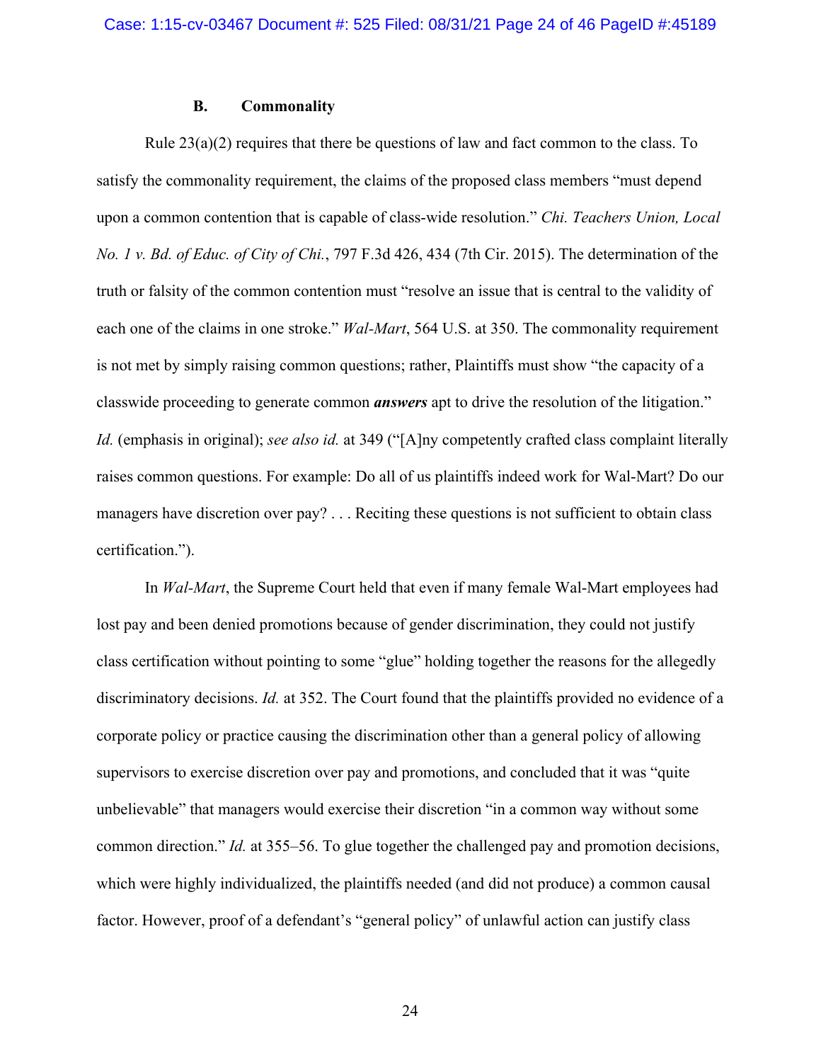### B. Commonality

Rule 23(a)(2) requires that there be questions of law and fact common to the class. To satisfy the commonality requirement, the claims of the proposed class members "must depend upon a common contention that is capable of class-wide resolution." *Chi. Teachers Union, Local No. 1 v. Bd. of Educ. of City of Chi.*, 797 F.3d 426, 434 (7th Cir. 2015). The determination of the truth or falsity of the common contention must "resolve an issue that is central to the validity of each one of the claims in one stroke." *Wal-Mart*, 564 U.S. at 350. The commonality requirement is not met by simply raising common questions; rather, Plaintiffs must show "the capacity of a classwide proceeding to generate common ***answers*** apt to drive the resolution of the litigation." *Id.* (emphasis in original); *see also id.* at 349 ("[A]ny competently crafted class complaint literally raises common questions. For example: Do all of us plaintiffs indeed work for Wal-Mart? Do our managers have discretion over pay? . . . Reciting these questions is not sufficient to obtain class certification.").

In *Wal-Mart*, the Supreme Court held that even if many female Wal-Mart employees had lost pay and been denied promotions because of gender discrimination, they could not justify class certification without pointing to some "glue" holding together the reasons for the allegedly discriminatory decisions. *Id.* at 352. The Court found that the plaintiffs provided no evidence of a corporate policy or practice causing the discrimination other than a general policy of allowing supervisors to exercise discretion over pay and promotions, and concluded that it was "quite unbelievable" that managers would exercise their discretion "in a common way without some common direction." *Id.* at 355–56. To glue together the challenged pay and promotion decisions, which were highly individualized, the plaintiffs needed (and did not produce) a common causal factor. However, proof of a defendant's "general policy" of unlawful action can justify class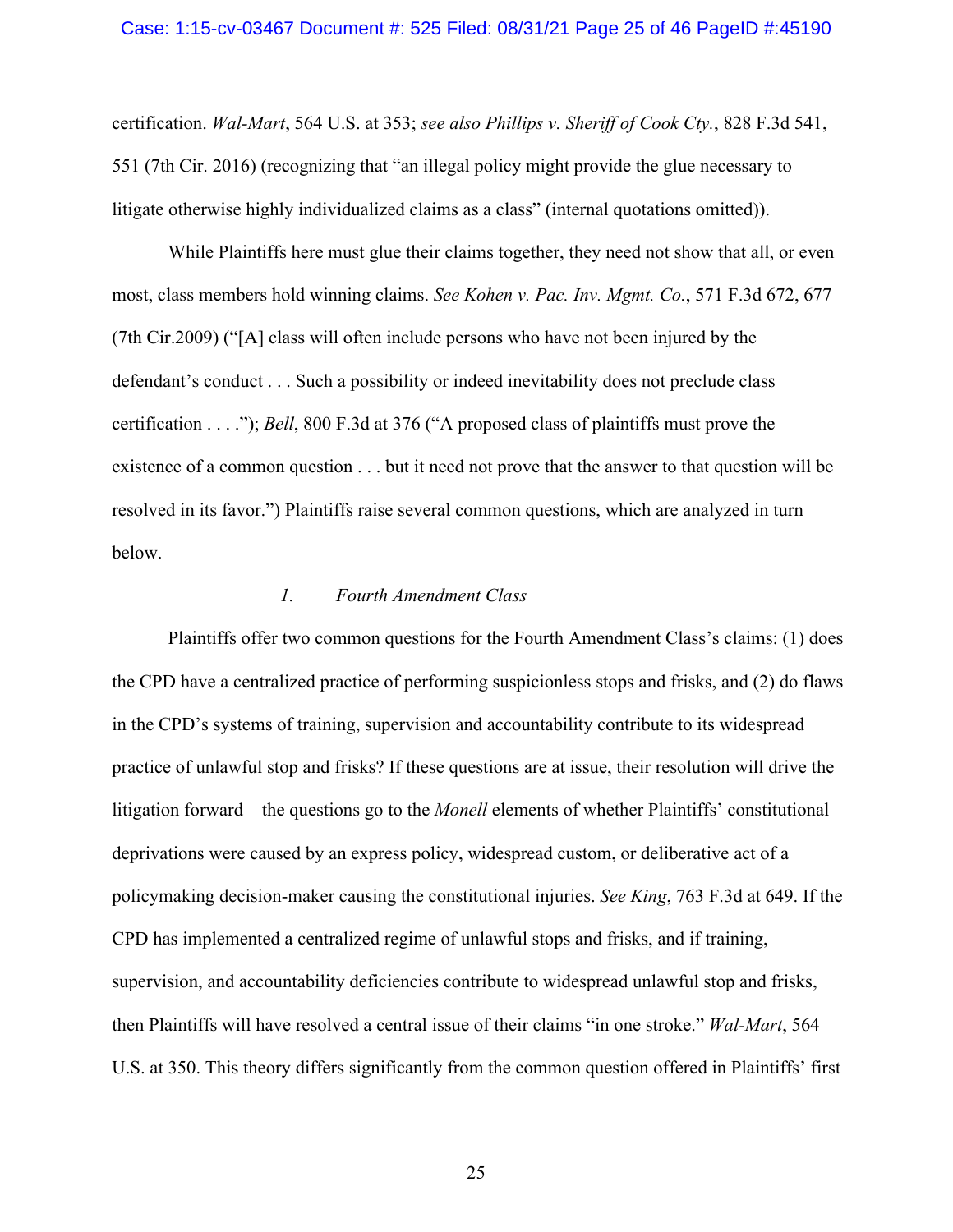certification. *Wal-Mart*, 564 U.S. at 353; *see also Phillips v. Sheriff of Cook Cty.*, 828 F.3d 541, 551 (7th Cir. 2016) (recognizing that "an illegal policy might provide the glue necessary to litigate otherwise highly individualized claims as a class" (internal quotations omitted)).

While Plaintiffs here must glue their claims together, they need not show that all, or even most, class members hold winning claims. *See Kohen v. Pac. Inv. Mgmt. Co.*, 571 F.3d 672, 677 (7th Cir.2009) ("[A] class will often include persons who have not been injured by the defendant's conduct . . . Such a possibility or indeed inevitability does not preclude class certification . . . ."); *Bell*, 800 F.3d at 376 ("A proposed class of plaintiffs must prove the existence of a common question . . . but it need not prove that the answer to that question will be resolved in its favor.") Plaintiffs raise several common questions, which are analyzed in turn below.

*1. Fourth Amendment Class*

Plaintiffs offer two common questions for the Fourth Amendment Class's claims: (1) does the CPD have a centralized practice of performing suspicionless stops and frisks, and (2) do flaws in the CPD's systems of training, supervision and accountability contribute to its widespread practice of unlawful stop and frisks? If these questions are at issue, their resolution will drive the litigation forward—the questions go to the *Monell* elements of whether Plaintiffs' constitutional deprivations were caused by an express policy, widespread custom, or deliberative act of a policymaking decision-maker causing the constitutional injuries. *See King*, 763 F.3d at 649. If the CPD has implemented a centralized regime of unlawful stops and frisks, and if training, supervision, and accountability deficiencies contribute to widespread unlawful stop and frisks, then Plaintiffs will have resolved a central issue of their claims "in one stroke." *Wal-Mart*, 564 U.S. at 350. This theory differs significantly from the common question offered in Plaintiffs' first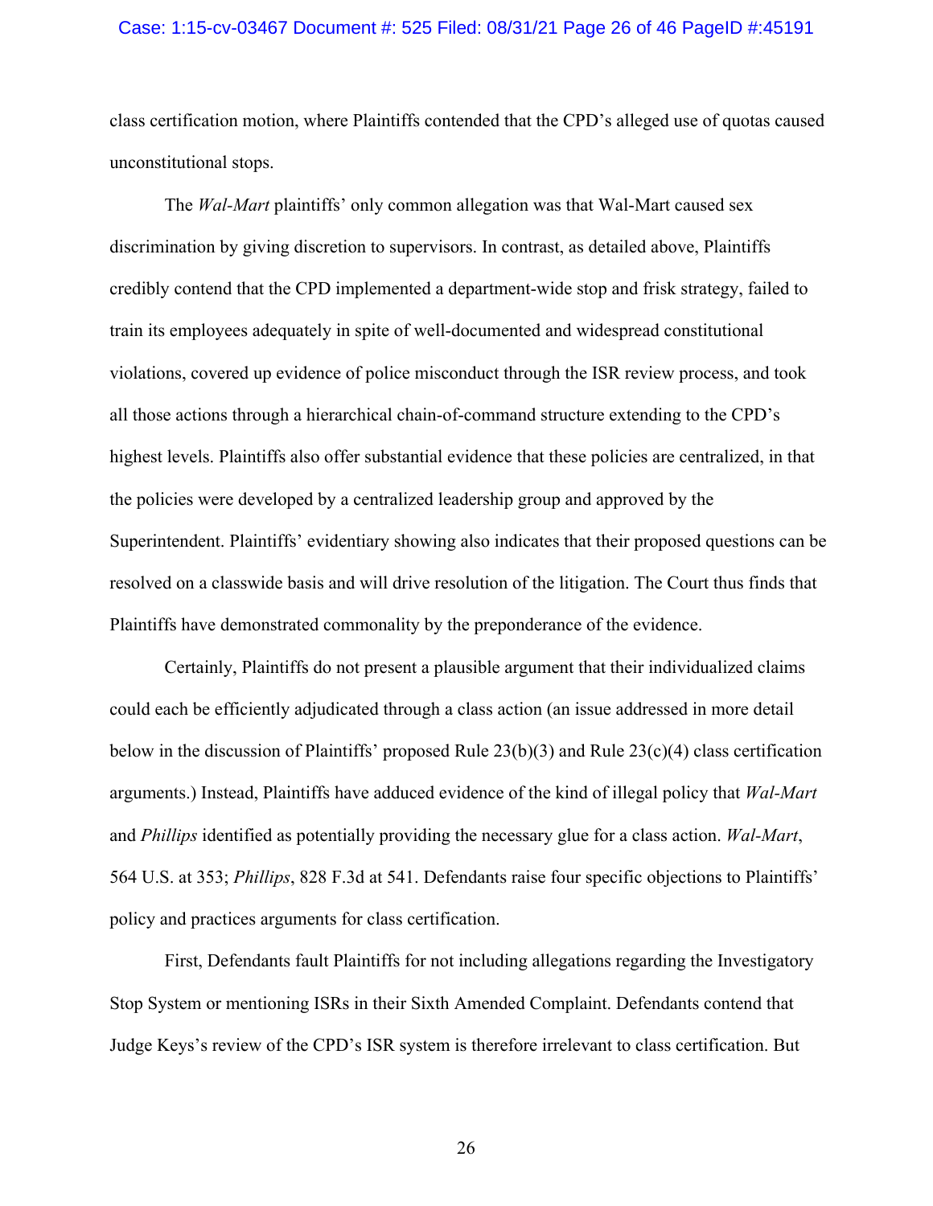class certification motion, where Plaintiffs contended that the CPD's alleged use of quotas caused unconstitutional stops.

The *Wal-Mart* plaintiffs' only common allegation was that Wal-Mart caused sex discrimination by giving discretion to supervisors. In contrast, as detailed above, Plaintiffs credibly contend that the CPD implemented a department-wide stop and frisk strategy, failed to train its employees adequately in spite of well-documented and widespread constitutional violations, covered up evidence of police misconduct through the ISR review process, and took all those actions through a hierarchical chain-of-command structure extending to the CPD's highest levels. Plaintiffs also offer substantial evidence that these policies are centralized, in that the policies were developed by a centralized leadership group and approved by the Superintendent. Plaintiffs' evidentiary showing also indicates that their proposed questions can be resolved on a classwide basis and will drive resolution of the litigation. The Court thus finds that Plaintiffs have demonstrated commonality by the preponderance of the evidence.

Certainly, Plaintiffs do not present a plausible argument that their individualized claims could each be efficiently adjudicated through a class action (an issue addressed in more detail below in the discussion of Plaintiffs' proposed Rule 23(b)(3) and Rule 23(c)(4) class certification arguments.) Instead, Plaintiffs have adduced evidence of the kind of illegal policy that *Wal-Mart* and *Phillips* identified as potentially providing the necessary glue for a class action. *Wal-Mart*, 564 U.S. at 353; *Phillips*, 828 F.3d at 541. Defendants raise four specific objections to Plaintiffs' policy and practices arguments for class certification.

First, Defendants fault Plaintiffs for not including allegations regarding the Investigatory Stop System or mentioning ISRs in their Sixth Amended Complaint. Defendants contend that Judge Keys's review of the CPD's ISR system is therefore irrelevant to class certification. But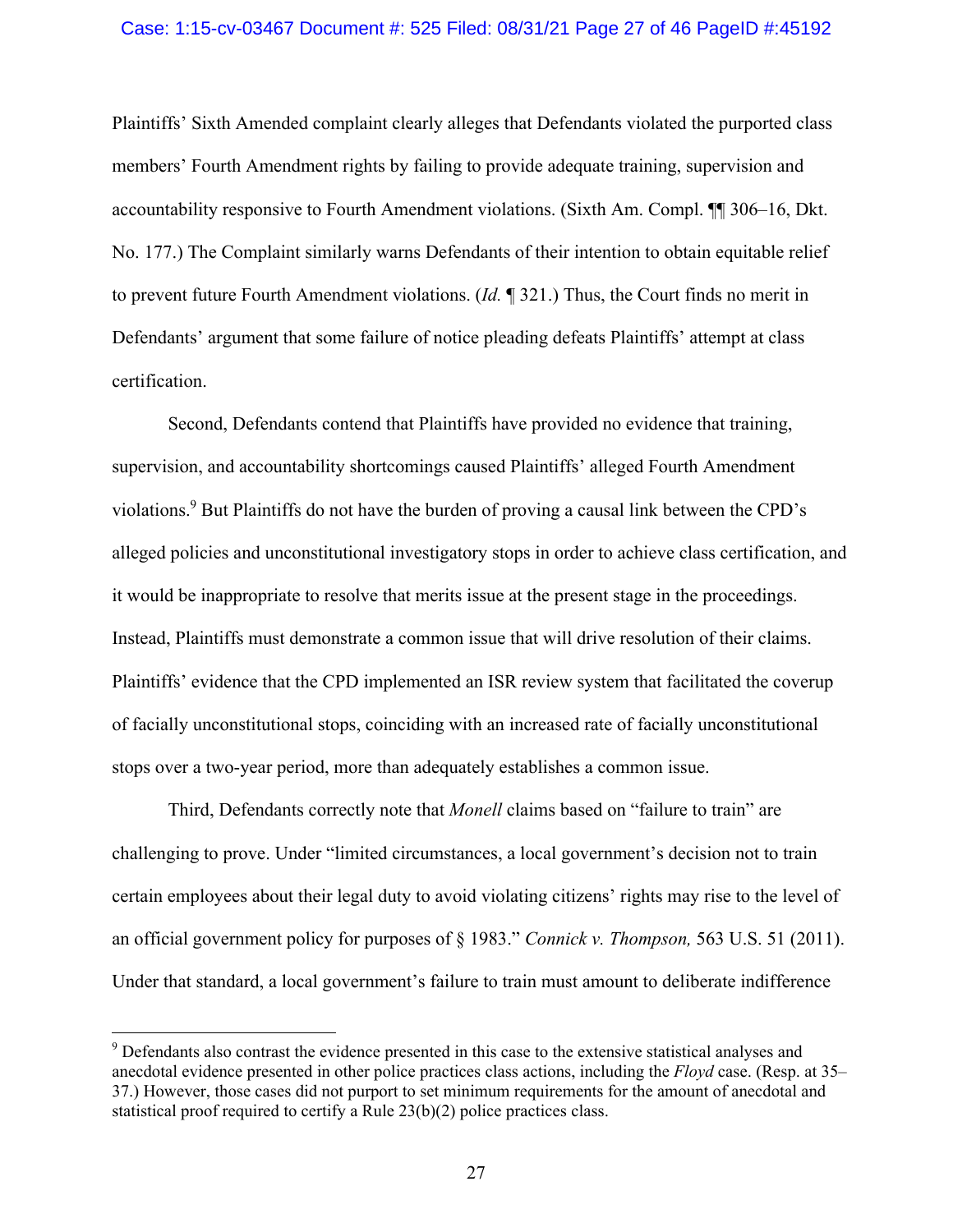Plaintiffs' Sixth Amended complaint clearly alleges that Defendants violated the purported class members' Fourth Amendment rights by failing to provide adequate training, supervision and accountability responsive to Fourth Amendment violations. (Sixth Am. Compl. ¶¶ 306–16, Dkt. No. 177.) The Complaint similarly warns Defendants of their intention to obtain equitable relief to prevent future Fourth Amendment violations. (*Id.* ¶ 321.) Thus, the Court finds no merit in Defendants' argument that some failure of notice pleading defeats Plaintiffs' attempt at class certification.

Second, Defendants contend that Plaintiffs have provided no evidence that training, supervision, and accountability shortcomings caused Plaintiffs' alleged Fourth Amendment violations.[9] But Plaintiffs do not have the burden of proving a causal link between the CPD's alleged policies and unconstitutional investigatory stops in order to achieve class certification, and it would be inappropriate to resolve that merits issue at the present stage in the proceedings. Instead, Plaintiffs must demonstrate a common issue that will drive resolution of their claims. Plaintiffs' evidence that the CPD implemented an ISR review system that facilitated the coverup of facially unconstitutional stops, coinciding with an increased rate of facially unconstitutional stops over a two-year period, more than adequately establishes a common issue.

Third, Defendants correctly note that *Monell* claims based on "failure to train" are challenging to prove. Under "limited circumstances, a local government's decision not to train certain employees about their legal duty to avoid violating citizens' rights may rise to the level of an official government policy for purposes of § 1983." *Connick v. Thompson,* 563 U.S. 51 (2011). Under that standard, a local government's failure to train must amount to deliberate indifference

---

[9] Defendants also contrast the evidence presented in this case to the extensive statistical analyses and anecdotal evidence presented in other police practices class actions, including the *Floyd* case. (Resp. at 35–37.) However, those cases did not purport to set minimum requirements for the amount of anecdotal and statistical proof required to certify a Rule 23(b)(2) police practices class.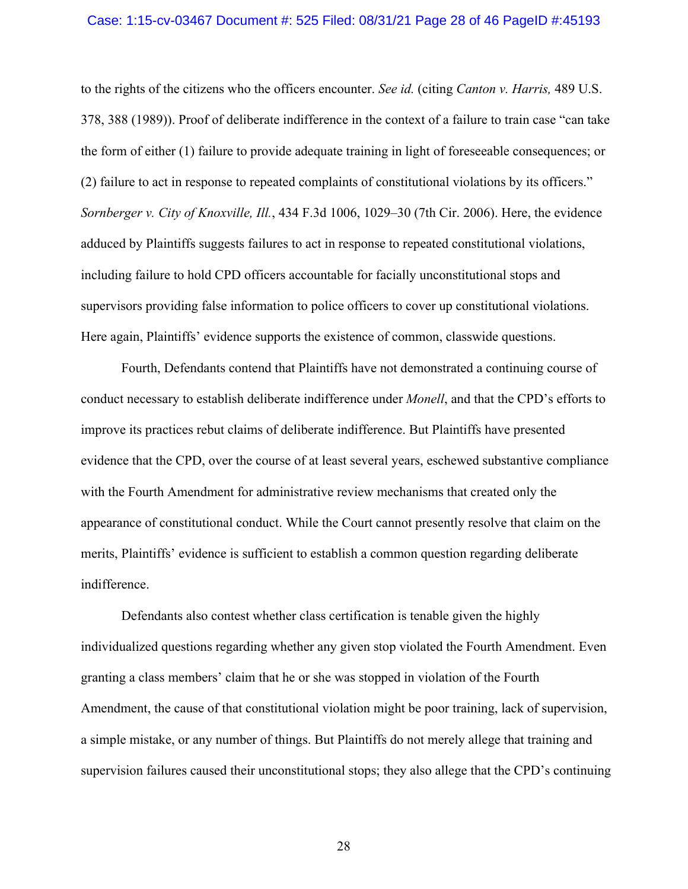to the rights of the citizens who the officers encounter. *See id.* (citing *Canton v. Harris,* 489 U.S. 378, 388 (1989)). Proof of deliberate indifference in the context of a failure to train case "can take the form of either (1) failure to provide adequate training in light of foreseeable consequences; or (2) failure to act in response to repeated complaints of constitutional violations by its officers." *Sornberger v. City of Knoxville, Ill.*, 434 F.3d 1006, 1029–30 (7th Cir. 2006). Here, the evidence adduced by Plaintiffs suggests failures to act in response to repeated constitutional violations, including failure to hold CPD officers accountable for facially unconstitutional stops and supervisors providing false information to police officers to cover up constitutional violations. Here again, Plaintiffs' evidence supports the existence of common, classwide questions.

Fourth, Defendants contend that Plaintiffs have not demonstrated a continuing course of conduct necessary to establish deliberate indifference under *Monell*, and that the CPD's efforts to improve its practices rebut claims of deliberate indifference. But Plaintiffs have presented evidence that the CPD, over the course of at least several years, eschewed substantive compliance with the Fourth Amendment for administrative review mechanisms that created only the appearance of constitutional conduct. While the Court cannot presently resolve that claim on the merits, Plaintiffs' evidence is sufficient to establish a common question regarding deliberate indifference.

Defendants also contest whether class certification is tenable given the highly individualized questions regarding whether any given stop violated the Fourth Amendment. Even granting a class members' claim that he or she was stopped in violation of the Fourth Amendment, the cause of that constitutional violation might be poor training, lack of supervision, a simple mistake, or any number of things. But Plaintiffs do not merely allege that training and supervision failures caused their unconstitutional stops; they also allege that the CPD's continuing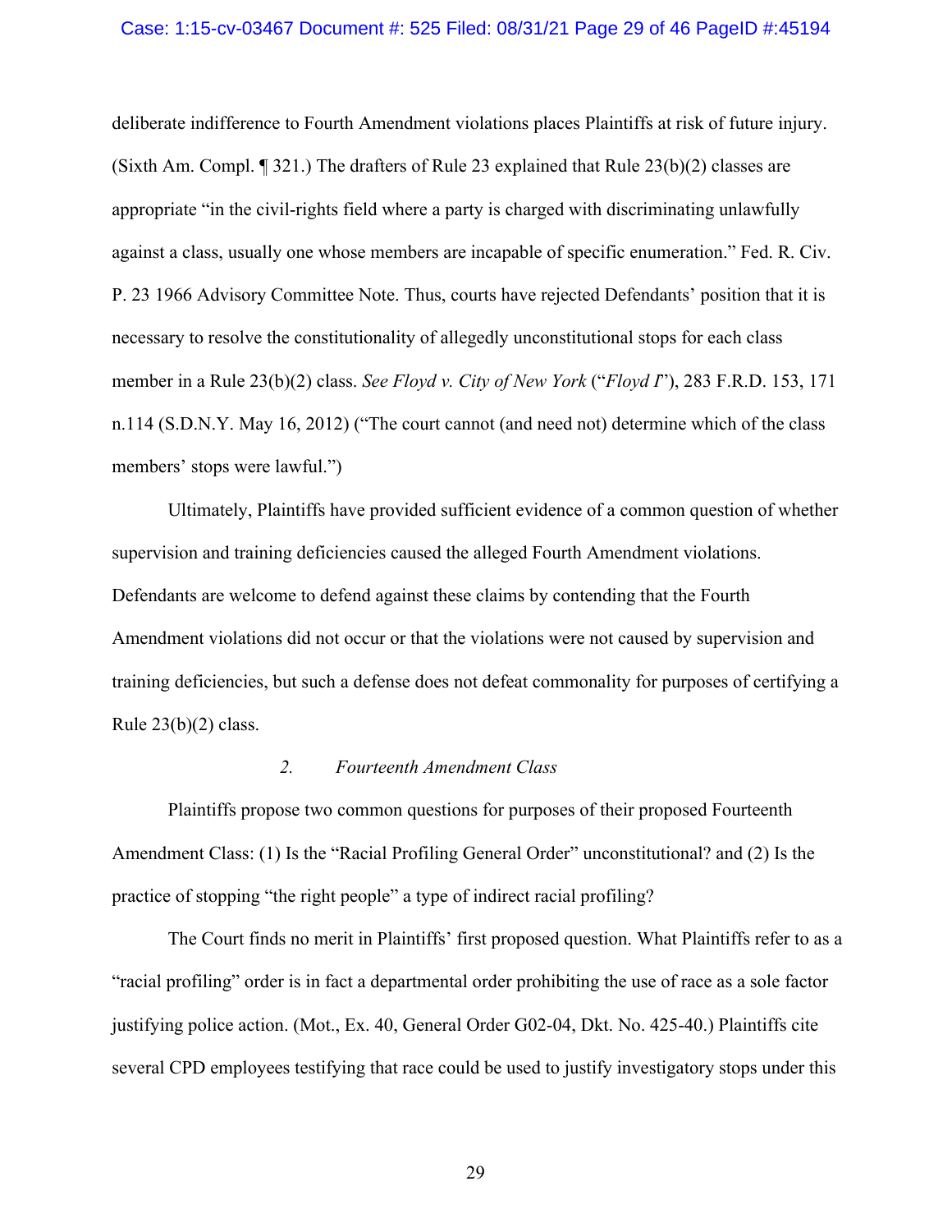deliberate indifference to Fourth Amendment violations places Plaintiffs at risk of future injury. (Sixth Am. Compl. ¶ 321.) The drafters of Rule 23 explained that Rule 23(b)(2) classes are appropriate "in the civil-rights field where a party is charged with discriminating unlawfully against a class, usually one whose members are incapable of specific enumeration." Fed. R. Civ. P. 23 1966 Advisory Committee Note. Thus, courts have rejected Defendants' position that it is necessary to resolve the constitutionality of allegedly unconstitutional stops for each class member in a Rule 23(b)(2) class. *See Floyd v. City of New York* ("*Floyd I*"), 283 F.R.D. 153, 171 n.114 (S.D.N.Y. May 16, 2012) ("The court cannot (and need not) determine which of the class members' stops were lawful.")

Ultimately, Plaintiffs have provided sufficient evidence of a common question of whether supervision and training deficiencies caused the alleged Fourth Amendment violations. Defendants are welcome to defend against these claims by contending that the Fourth Amendment violations did not occur or that the violations were not caused by supervision and training deficiencies, but such a defense does not defeat commonality for purposes of certifying a Rule 23(b)(2) class.

### *2. Fourteenth Amendment Class*

Plaintiffs propose two common questions for purposes of their proposed Fourteenth Amendment Class: (1) Is the "Racial Profiling General Order" unconstitutional? and (2) Is the practice of stopping "the right people" a type of indirect racial profiling?

The Court finds no merit in Plaintiffs' first proposed question. What Plaintiffs refer to as a "racial profiling" order is in fact a departmental order prohibiting the use of race as a sole factor justifying police action. (Mot., Ex. 40, General Order G02-04, Dkt. No. 425-40.) Plaintiffs cite several CPD employees testifying that race could be used to justify investigatory stops under this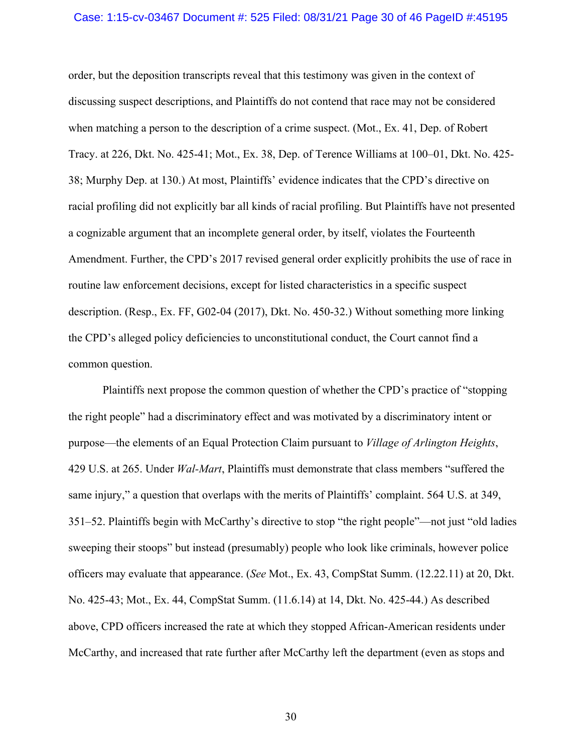order, but the deposition transcripts reveal that this testimony was given in the context of discussing suspect descriptions, and Plaintiffs do not contend that race may not be considered when matching a person to the description of a crime suspect. (Mot., Ex. 41, Dep. of Robert Tracy. at 226, Dkt. No. 425-41; Mot., Ex. 38, Dep. of Terence Williams at 100–01, Dkt. No. 425-38; Murphy Dep. at 130.) At most, Plaintiffs' evidence indicates that the CPD's directive on racial profiling did not explicitly bar all kinds of racial profiling. But Plaintiffs have not presented a cognizable argument that an incomplete general order, by itself, violates the Fourteenth Amendment. Further, the CPD's 2017 revised general order explicitly prohibits the use of race in routine law enforcement decisions, except for listed characteristics in a specific suspect description. (Resp., Ex. FF, G02-04 (2017), Dkt. No. 450-32.) Without something more linking the CPD's alleged policy deficiencies to unconstitutional conduct, the Court cannot find a common question.

Plaintiffs next propose the common question of whether the CPD's practice of "stopping the right people" had a discriminatory effect and was motivated by a discriminatory intent or purpose—the elements of an Equal Protection Claim pursuant to *Village of Arlington Heights*, 429 U.S. at 265. Under *Wal-Mart*, Plaintiffs must demonstrate that class members "suffered the same injury," a question that overlaps with the merits of Plaintiffs' complaint. 564 U.S. at 349, 351–52. Plaintiffs begin with McCarthy's directive to stop "the right people"—not just "old ladies sweeping their stoops" but instead (presumably) people who look like criminals, however police officers may evaluate that appearance. (*See* Mot., Ex. 43, CompStat Summ. (12.22.11) at 20, Dkt. No. 425-43; Mot., Ex. 44, CompStat Summ. (11.6.14) at 14, Dkt. No. 425-44.) As described above, CPD officers increased the rate at which they stopped African-American residents under McCarthy, and increased that rate further after McCarthy left the department (even as stops and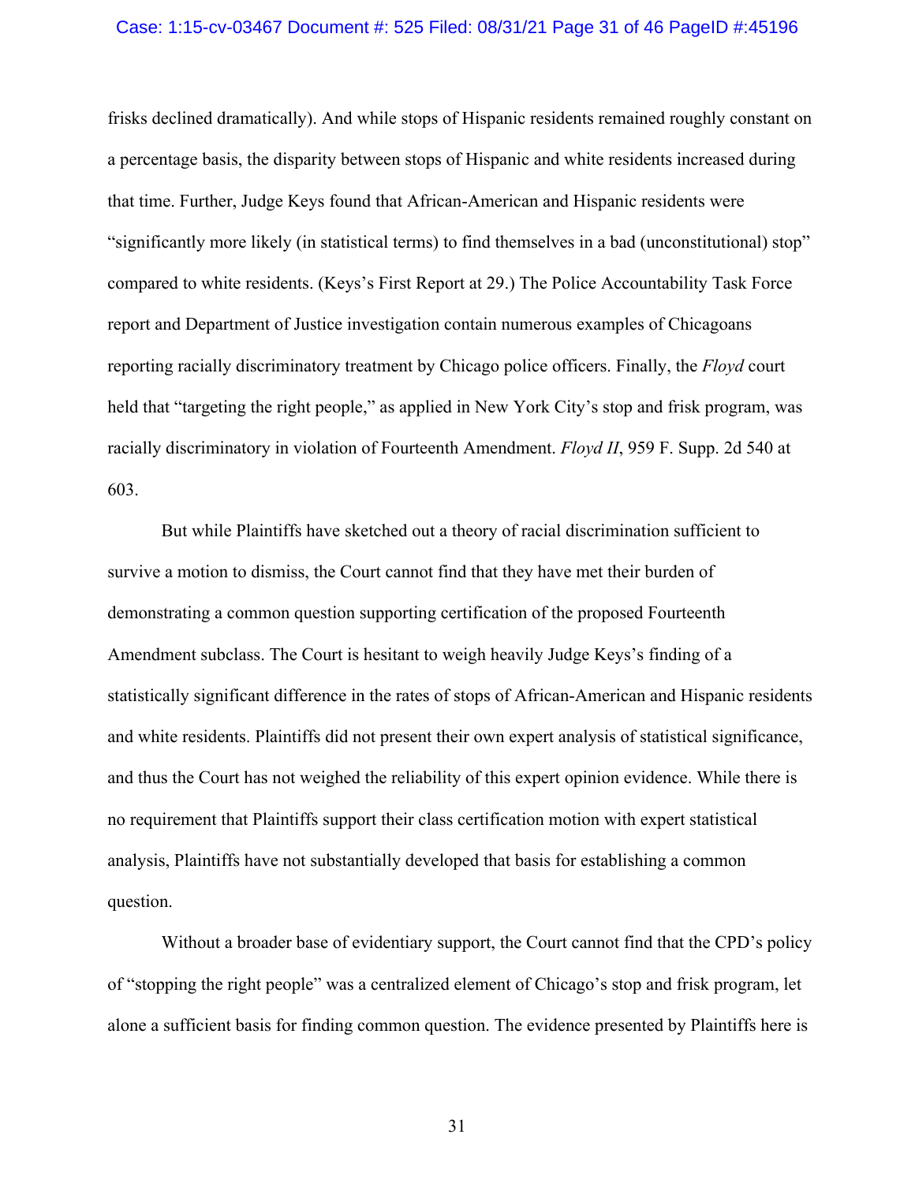frisks declined dramatically). And while stops of Hispanic residents remained roughly constant on a percentage basis, the disparity between stops of Hispanic and white residents increased during that time. Further, Judge Keys found that African-American and Hispanic residents were "significantly more likely (in statistical terms) to find themselves in a bad (unconstitutional) stop" compared to white residents. (Keys's First Report at 29.) The Police Accountability Task Force report and Department of Justice investigation contain numerous examples of Chicagoans reporting racially discriminatory treatment by Chicago police officers. Finally, the *Floyd* court held that "targeting the right people," as applied in New York City's stop and frisk program, was racially discriminatory in violation of Fourteenth Amendment. *Floyd II*, 959 F. Supp. 2d 540 at 603.

But while Plaintiffs have sketched out a theory of racial discrimination sufficient to survive a motion to dismiss, the Court cannot find that they have met their burden of demonstrating a common question supporting certification of the proposed Fourteenth Amendment subclass. The Court is hesitant to weigh heavily Judge Keys's finding of a statistically significant difference in the rates of stops of African-American and Hispanic residents and white residents. Plaintiffs did not present their own expert analysis of statistical significance, and thus the Court has not weighed the reliability of this expert opinion evidence. While there is no requirement that Plaintiffs support their class certification motion with expert statistical analysis, Plaintiffs have not substantially developed that basis for establishing a common question.

Without a broader base of evidentiary support, the Court cannot find that the CPD's policy of "stopping the right people" was a centralized element of Chicago's stop and frisk program, let alone a sufficient basis for finding common question. The evidence presented by Plaintiffs here is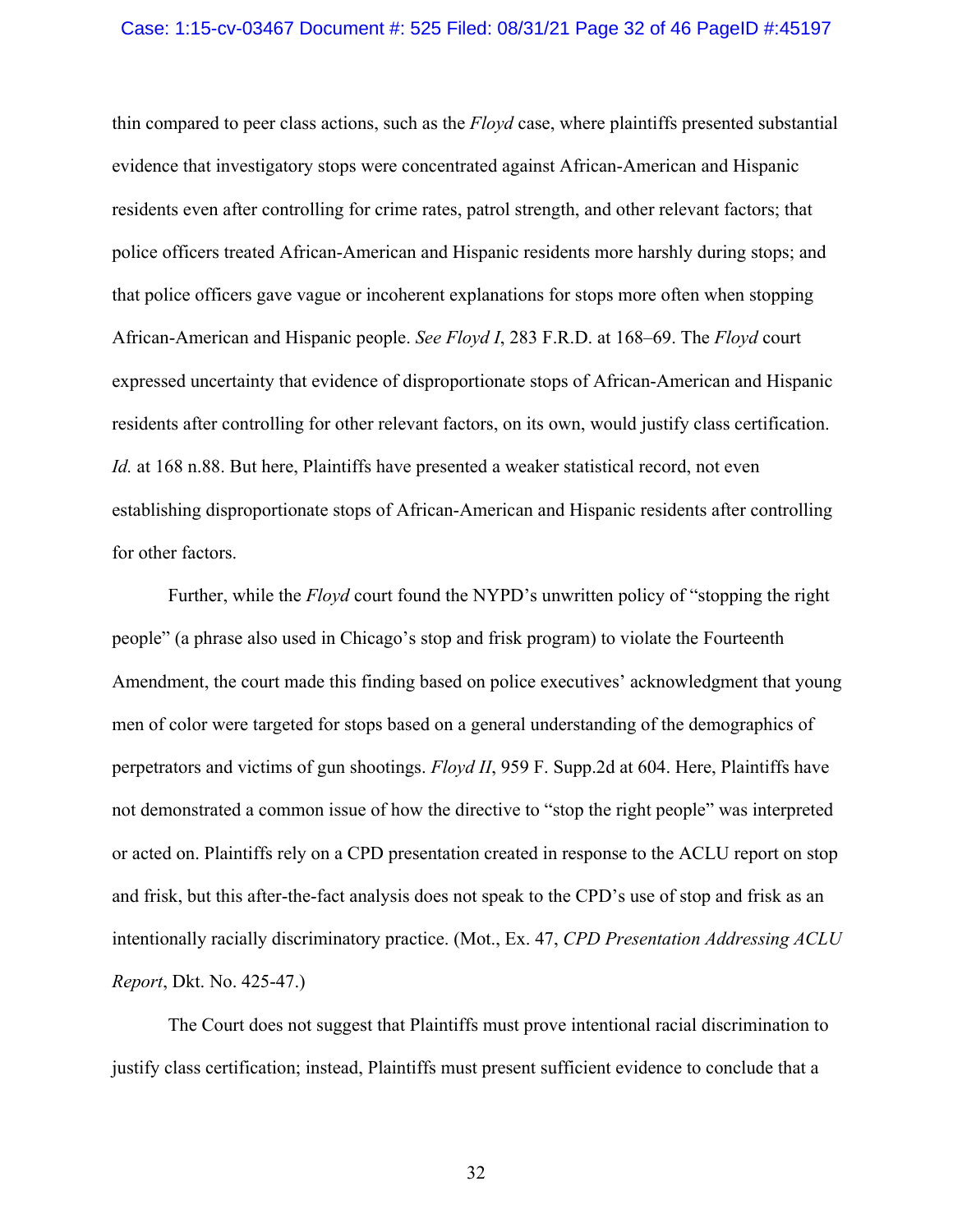thin compared to peer class actions, such as the *Floyd* case, where plaintiffs presented substantial evidence that investigatory stops were concentrated against African-American and Hispanic residents even after controlling for crime rates, patrol strength, and other relevant factors; that police officers treated African-American and Hispanic residents more harshly during stops; and that police officers gave vague or incoherent explanations for stops more often when stopping African-American and Hispanic people. *See Floyd I*, 283 F.R.D. at 168–69. The *Floyd* court expressed uncertainty that evidence of disproportionate stops of African-American and Hispanic residents after controlling for other relevant factors, on its own, would justify class certification. *Id.* at 168 n.88. But here, Plaintiffs have presented a weaker statistical record, not even establishing disproportionate stops of African-American and Hispanic residents after controlling for other factors.

Further, while the *Floyd* court found the NYPD's unwritten policy of "stopping the right people" (a phrase also used in Chicago's stop and frisk program) to violate the Fourteenth Amendment, the court made this finding based on police executives' acknowledgment that young men of color were targeted for stops based on a general understanding of the demographics of perpetrators and victims of gun shootings. *Floyd II*, 959 F. Supp.2d at 604. Here, Plaintiffs have not demonstrated a common issue of how the directive to "stop the right people" was interpreted or acted on. Plaintiffs rely on a CPD presentation created in response to the ACLU report on stop and frisk, but this after-the-fact analysis does not speak to the CPD's use of stop and frisk as an intentionally racially discriminatory practice. (Mot., Ex. 47, *CPD Presentation Addressing ACLU Report*, Dkt. No. 425-47.)

The Court does not suggest that Plaintiffs must prove intentional racial discrimination to justify class certification; instead, Plaintiffs must present sufficient evidence to conclude that a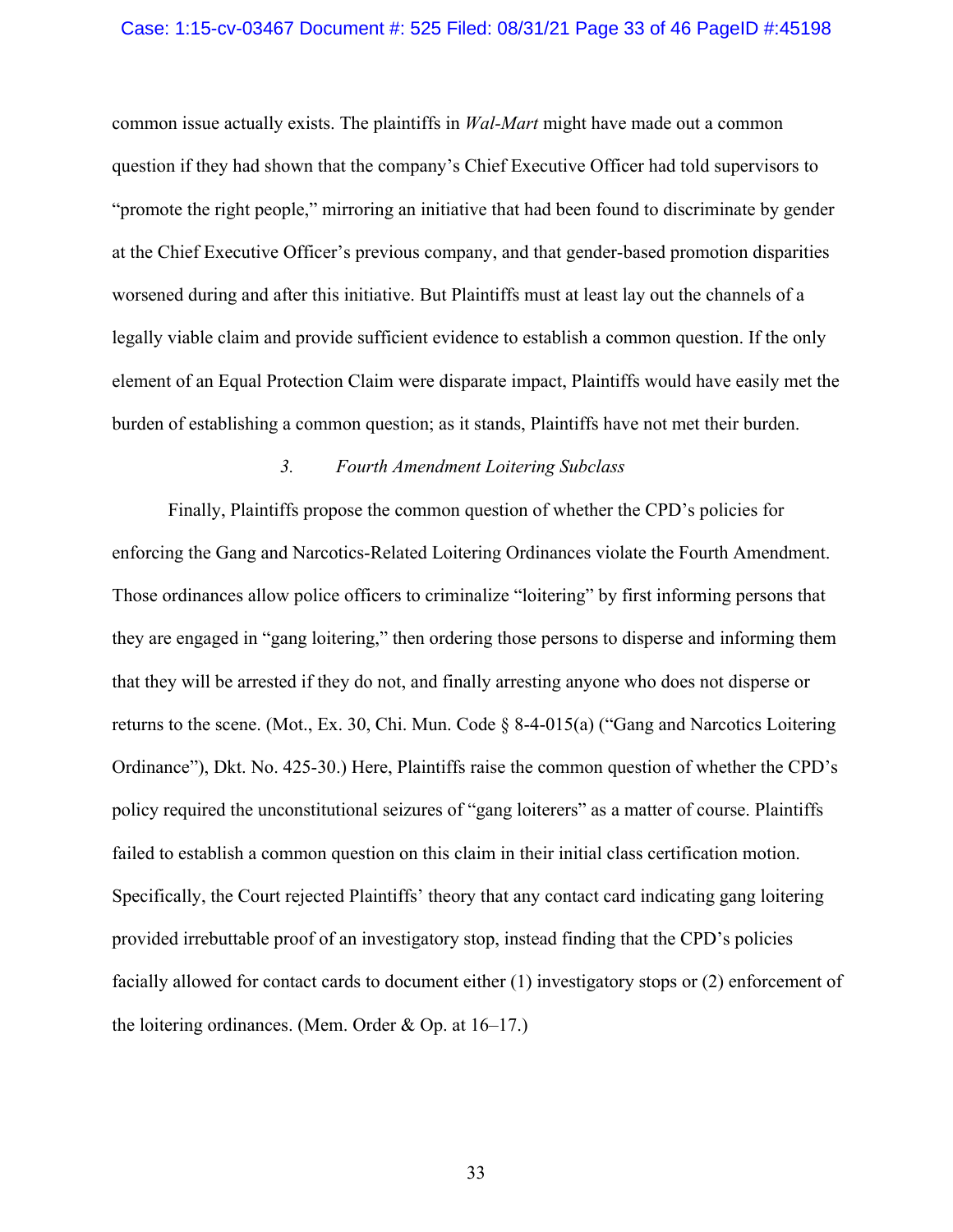common issue actually exists. The plaintiffs in *Wal-Mart* might have made out a common question if they had shown that the company's Chief Executive Officer had told supervisors to "promote the right people," mirroring an initiative that had been found to discriminate by gender at the Chief Executive Officer's previous company, and that gender-based promotion disparities worsened during and after this initiative. But Plaintiffs must at least lay out the channels of a legally viable claim and provide sufficient evidence to establish a common question. If the only element of an Equal Protection Claim were disparate impact, Plaintiffs would have easily met the burden of establishing a common question; as it stands, Plaintiffs have not met their burden.

### *3. Fourth Amendment Loitering Subclass*

Finally, Plaintiffs propose the common question of whether the CPD's policies for enforcing the Gang and Narcotics-Related Loitering Ordinances violate the Fourth Amendment. Those ordinances allow police officers to criminalize "loitering" by first informing persons that they are engaged in "gang loitering," then ordering those persons to disperse and informing them that they will be arrested if they do not, and finally arresting anyone who does not disperse or returns to the scene. (Mot., Ex. 30, Chi. Mun. Code § 8-4-015(a) ("Gang and Narcotics Loitering Ordinance"), Dkt. No. 425-30.) Here, Plaintiffs raise the common question of whether the CPD's policy required the unconstitutional seizures of "gang loiterers" as a matter of course. Plaintiffs failed to establish a common question on this claim in their initial class certification motion. Specifically, the Court rejected Plaintiffs' theory that any contact card indicating gang loitering provided irrebuttable proof of an investigatory stop, instead finding that the CPD's policies facially allowed for contact cards to document either (1) investigatory stops or (2) enforcement of the loitering ordinances. (Mem. Order & Op. at 16–17.)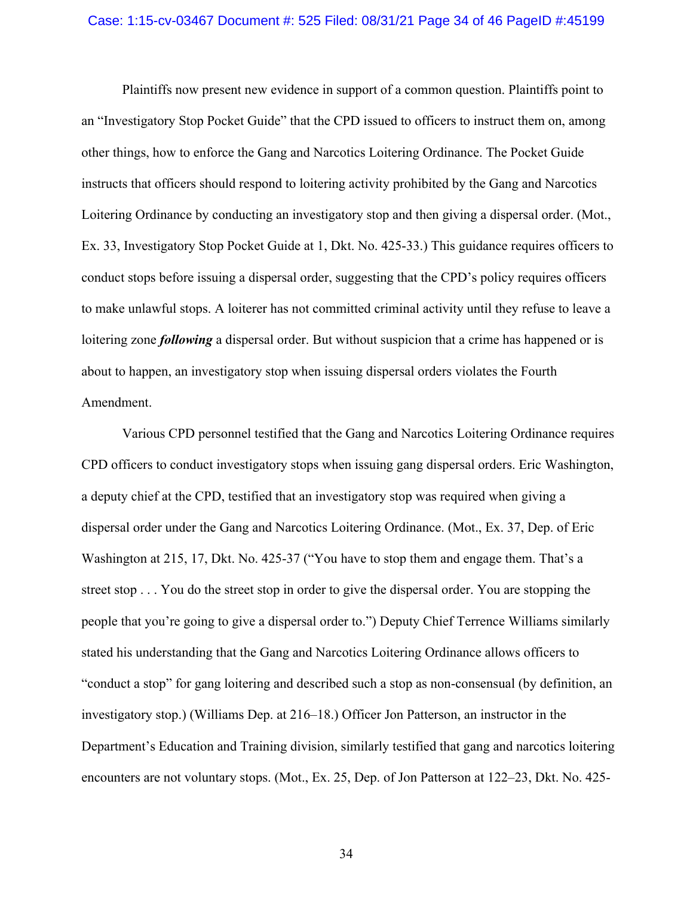Plaintiffs now present new evidence in support of a common question. Plaintiffs point to an "Investigatory Stop Pocket Guide" that the CPD issued to officers to instruct them on, among other things, how to enforce the Gang and Narcotics Loitering Ordinance. The Pocket Guide instructs that officers should respond to loitering activity prohibited by the Gang and Narcotics Loitering Ordinance by conducting an investigatory stop and then giving a dispersal order. (Mot., Ex. 33, Investigatory Stop Pocket Guide at 1, Dkt. No. 425-33.) This guidance requires officers to conduct stops before issuing a dispersal order, suggesting that the CPD's policy requires officers to make unlawful stops. A loiterer has not committed criminal activity until they refuse to leave a loitering zone ***following*** a dispersal order. But without suspicion that a crime has happened or is about to happen, an investigatory stop when issuing dispersal orders violates the Fourth Amendment.

Various CPD personnel testified that the Gang and Narcotics Loitering Ordinance requires CPD officers to conduct investigatory stops when issuing gang dispersal orders. Eric Washington, a deputy chief at the CPD, testified that an investigatory stop was required when giving a dispersal order under the Gang and Narcotics Loitering Ordinance. (Mot., Ex. 37, Dep. of Eric Washington at 215, 17, Dkt. No. 425-37 ("You have to stop them and engage them. That's a street stop . . . You do the street stop in order to give the dispersal order. You are stopping the people that you're going to give a dispersal order to.") Deputy Chief Terrence Williams similarly stated his understanding that the Gang and Narcotics Loitering Ordinance allows officers to "conduct a stop" for gang loitering and described such a stop as non-consensual (by definition, an investigatory stop.) (Williams Dep. at 216–18.) Officer Jon Patterson, an instructor in the Department's Education and Training division, similarly testified that gang and narcotics loitering encounters are not voluntary stops. (Mot., Ex. 25, Dep. of Jon Patterson at 122–23, Dkt. No. 425-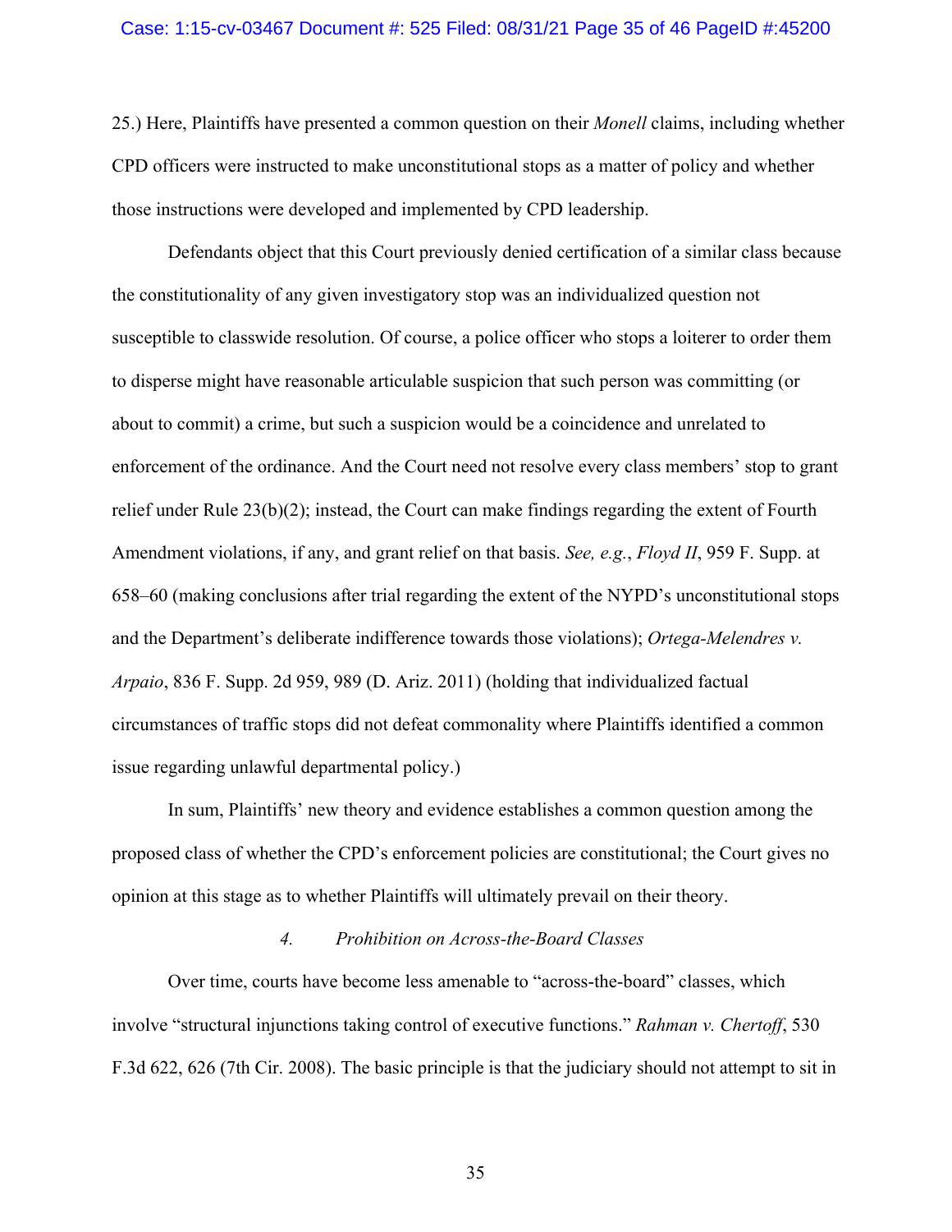25.) Here, Plaintiffs have presented a common question on their *Monell* claims, including whether CPD officers were instructed to make unconstitutional stops as a matter of policy and whether those instructions were developed and implemented by CPD leadership.

Defendants object that this Court previously denied certification of a similar class because the constitutionality of any given investigatory stop was an individualized question not susceptible to classwide resolution. Of course, a police officer who stops a loiterer to order them to disperse might have reasonable articulable suspicion that such person was committing (or about to commit) a crime, but such a suspicion would be a coincidence and unrelated to enforcement of the ordinance. And the Court need not resolve every class members' stop to grant relief under Rule 23(b)(2); instead, the Court can make findings regarding the extent of Fourth Amendment violations, if any, and grant relief on that basis. *See, e.g.*, *Floyd II*, 959 F. Supp. at 658–60 (making conclusions after trial regarding the extent of the NYPD's unconstitutional stops and the Department's deliberate indifference towards those violations); *Ortega-Melendres v. Arpaio*, 836 F. Supp. 2d 959, 989 (D. Ariz. 2011) (holding that individualized factual circumstances of traffic stops did not defeat commonality where Plaintiffs identified a common issue regarding unlawful departmental policy.)

In sum, Plaintiffs' new theory and evidence establishes a common question among the proposed class of whether the CPD's enforcement policies are constitutional; the Court gives no opinion at this stage as to whether Plaintiffs will ultimately prevail on their theory.

#### *4. Prohibition on Across-the-Board Classes*

Over time, courts have become less amenable to "across-the-board" classes, which involve "structural injunctions taking control of executive functions." *Rahman v. Chertoff*, 530 F.3d 622, 626 (7th Cir. 2008). The basic principle is that the judiciary should not attempt to sit in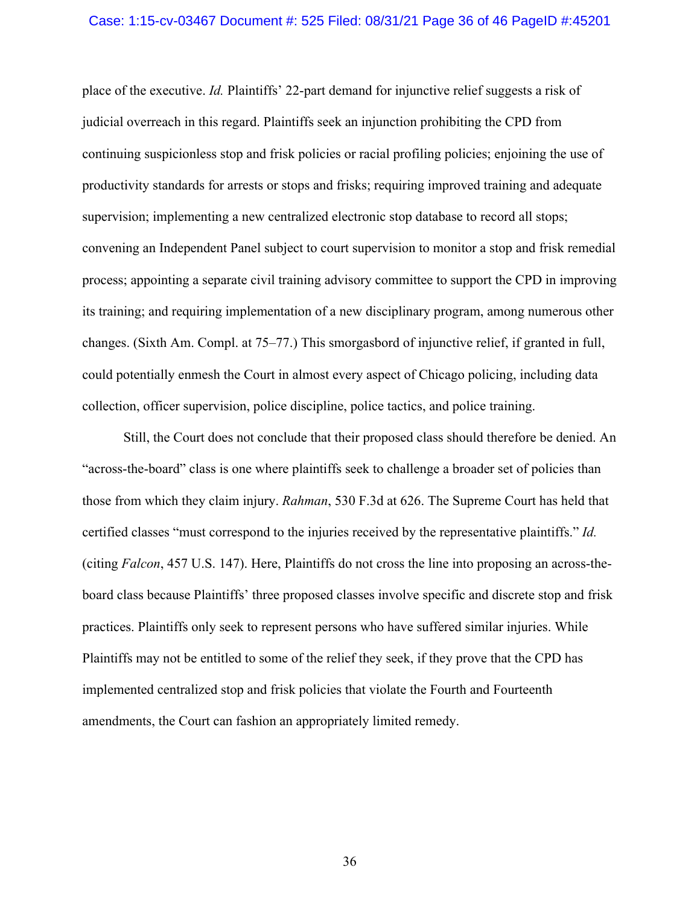place of the executive. *Id.* Plaintiffs' 22-part demand for injunctive relief suggests a risk of judicial overreach in this regard. Plaintiffs seek an injunction prohibiting the CPD from continuing suspicionless stop and frisk policies or racial profiling policies; enjoining the use of productivity standards for arrests or stops and frisks; requiring improved training and adequate supervision; implementing a new centralized electronic stop database to record all stops; convening an Independent Panel subject to court supervision to monitor a stop and frisk remedial process; appointing a separate civil training advisory committee to support the CPD in improving its training; and requiring implementation of a new disciplinary program, among numerous other changes. (Sixth Am. Compl. at 75–77.) This smorgasbord of injunctive relief, if granted in full, could potentially enmesh the Court in almost every aspect of Chicago policing, including data collection, officer supervision, police discipline, police tactics, and police training.

Still, the Court does not conclude that their proposed class should therefore be denied. An "across-the-board" class is one where plaintiffs seek to challenge a broader set of policies than those from which they claim injury. *Rahman*, 530 F.3d at 626. The Supreme Court has held that certified classes "must correspond to the injuries received by the representative plaintiffs." *Id.* (citing *Falcon*, 457 U.S. 147). Here, Plaintiffs do not cross the line into proposing an across-the-board class because Plaintiffs' three proposed classes involve specific and discrete stop and frisk practices. Plaintiffs only seek to represent persons who have suffered similar injuries. While Plaintiffs may not be entitled to some of the relief they seek, if they prove that the CPD has implemented centralized stop and frisk policies that violate the Fourth and Fourteenth amendments, the Court can fashion an appropriately limited remedy.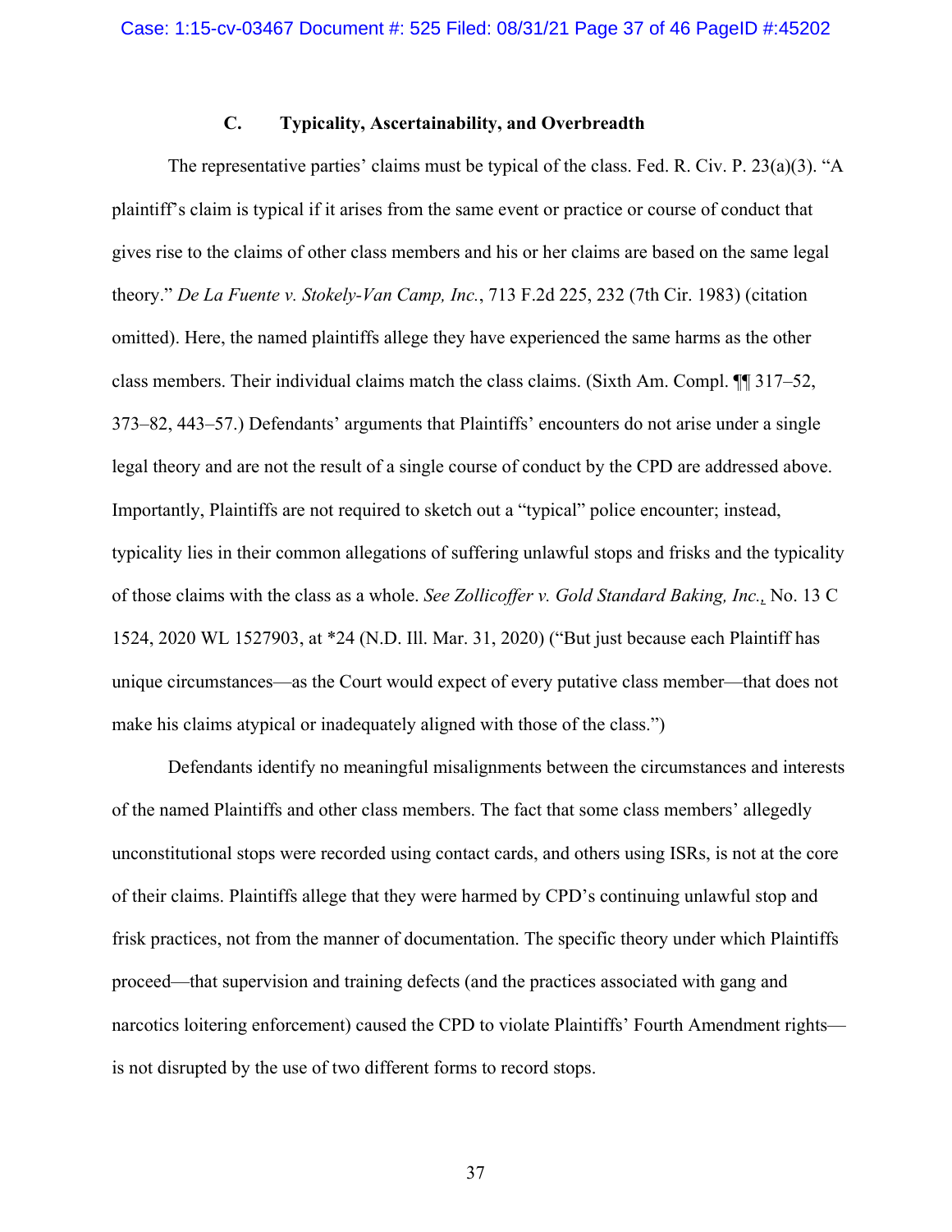### C. Typicality, Ascertainability, and Overbreadth

The representative parties' claims must be typical of the class. Fed. R. Civ. P. 23(a)(3). "A plaintiff's claim is typical if it arises from the same event or practice or course of conduct that gives rise to the claims of other class members and his or her claims are based on the same legal theory." *De La Fuente v. Stokely-Van Camp, Inc.*, 713 F.2d 225, 232 (7th Cir. 1983) (citation omitted). Here, the named plaintiffs allege they have experienced the same harms as the other class members. Their individual claims match the class claims. (Sixth Am. Compl. ¶¶ 317–52, 373–82, 443–57.) Defendants' arguments that Plaintiffs' encounters do not arise under a single legal theory and are not the result of a single course of conduct by the CPD are addressed above. Importantly, Plaintiffs are not required to sketch out a "typical" police encounter; instead, typicality lies in their common allegations of suffering unlawful stops and frisks and the typicality of those claims with the class as a whole. *See Zollicoffer v. Gold Standard Baking, Inc.*, No. 13 C 1524, 2020 WL 1527903, at *24 (N.D. Ill. Mar. 31, 2020) ("But just because each Plaintiff has unique circumstances—as the Court would expect of every putative class member—that does not make his claims atypical or inadequately aligned with those of the class.")

Defendants identify no meaningful misalignments between the circumstances and interests of the named Plaintiffs and other class members. The fact that some class members' allegedly unconstitutional stops were recorded using contact cards, and others using ISRs, is not at the core of their claims. Plaintiffs allege that they were harmed by CPD's continuing unlawful stop and frisk practices, not from the manner of documentation. The specific theory under which Plaintiffs proceed—that supervision and training defects (and the practices associated with gang and narcotics loitering enforcement) caused the CPD to violate Plaintiffs' Fourth Amendment rights—is not disrupted by the use of two different forms to record stops.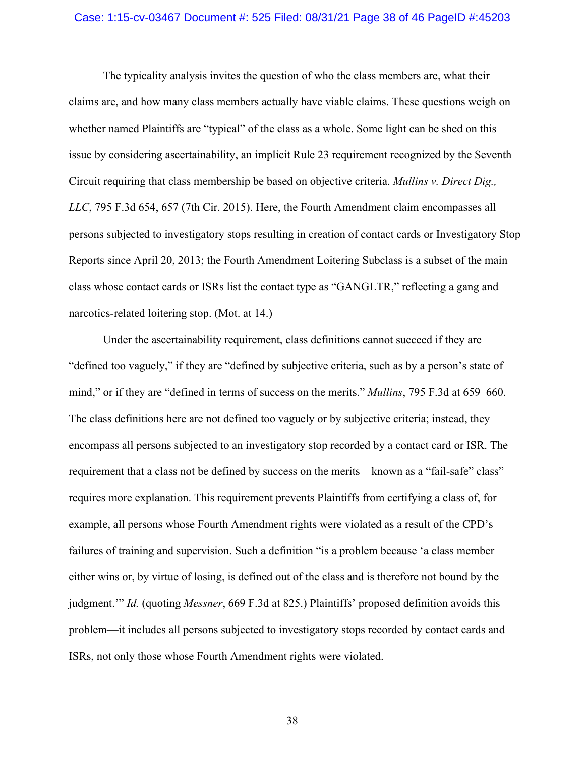The typicality analysis invites the question of who the class members are, what their claims are, and how many class members actually have viable claims. These questions weigh on whether named Plaintiffs are "typical" of the class as a whole. Some light can be shed on this issue by considering ascertainability, an implicit Rule 23 requirement recognized by the Seventh Circuit requiring that class membership be based on objective criteria. *Mullins v. Direct Dig., LLC*, 795 F.3d 654, 657 (7th Cir. 2015). Here, the Fourth Amendment claim encompasses all persons subjected to investigatory stops resulting in creation of contact cards or Investigatory Stop Reports since April 20, 2013; the Fourth Amendment Loitering Subclass is a subset of the main class whose contact cards or ISRs list the contact type as "GANGLTR," reflecting a gang and narcotics-related loitering stop. (Mot. at 14.)

Under the ascertainability requirement, class definitions cannot succeed if they are "defined too vaguely," if they are "defined by subjective criteria, such as by a person's state of mind," or if they are "defined in terms of success on the merits." *Mullins*, 795 F.3d at 659–660. The class definitions here are not defined too vaguely or by subjective criteria; instead, they encompass all persons subjected to an investigatory stop recorded by a contact card or ISR. The requirement that a class not be defined by success on the merits—known as a "fail-safe" class"—requires more explanation. This requirement prevents Plaintiffs from certifying a class of, for example, all persons whose Fourth Amendment rights were violated as a result of the CPD's failures of training and supervision. Such a definition "is a problem because 'a class member either wins or, by virtue of losing, is defined out of the class and is therefore not bound by the judgment.'" *Id.* (quoting *Messner*, 669 F.3d at 825.) Plaintiffs' proposed definition avoids this problem—it includes all persons subjected to investigatory stops recorded by contact cards and ISRs, not only those whose Fourth Amendment rights were violated.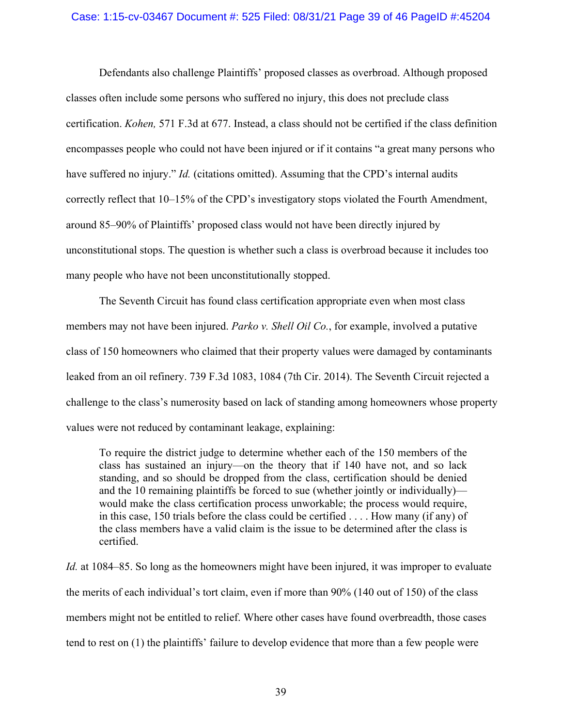Defendants also challenge Plaintiffs' proposed classes as overbroad. Although proposed classes often include some persons who suffered no injury, this does not preclude class certification. *Kohen,* 571 F.3d at 677. Instead, a class should not be certified if the class definition encompasses people who could not have been injured or if it contains "a great many persons who have suffered no injury." *Id.* (citations omitted). Assuming that the CPD's internal audits correctly reflect that 10–15% of the CPD's investigatory stops violated the Fourth Amendment, around 85–90% of Plaintiffs' proposed class would not have been directly injured by unconstitutional stops. The question is whether such a class is overbroad because it includes too many people who have not been unconstitutionally stopped.

The Seventh Circuit has found class certification appropriate even when most class members may not have been injured. *Parko v. Shell Oil Co.*, for example, involved a putative class of 150 homeowners who claimed that their property values were damaged by contaminants leaked from an oil refinery. 739 F.3d 1083, 1084 (7th Cir. 2014). The Seventh Circuit rejected a challenge to the class's numerosity based on lack of standing among homeowners whose property values were not reduced by contaminant leakage, explaining:

> To require the district judge to determine whether each of the 150 members of the class has sustained an injury—on the theory that if 140 have not, and so lack standing, and so should be dropped from the class, certification should be denied and the 10 remaining plaintiffs be forced to sue (whether jointly or individually)—would make the class certification process unworkable; the process would require, in this case, 150 trials before the class could be certified . . . . How many (if any) of the class members have a valid claim is the issue to be determined after the class is certified.

*Id.* at 1084–85. So long as the homeowners might have been injured, it was improper to evaluate the merits of each individual's tort claim, even if more than 90% (140 out of 150) of the class members might not be entitled to relief. Where other cases have found overbreadth, those cases tend to rest on (1) the plaintiffs' failure to develop evidence that more than a few people were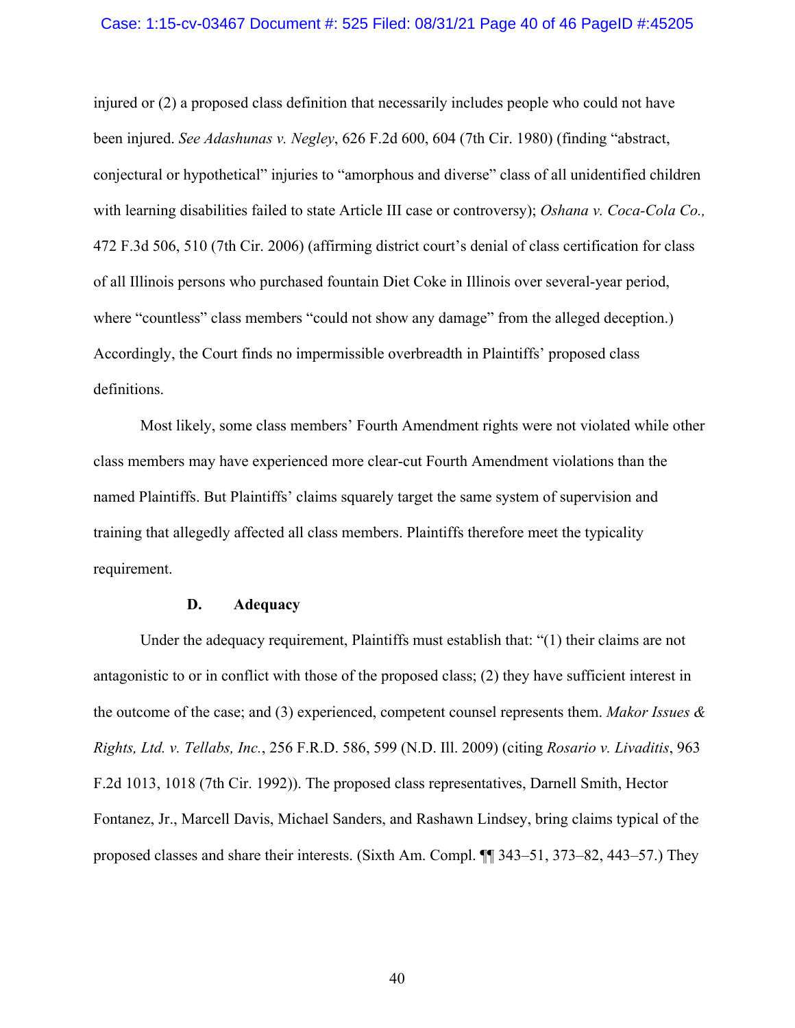injured or (2) a proposed class definition that necessarily includes people who could not have been injured. *See Adashunas v. Negley*, 626 F.2d 600, 604 (7th Cir. 1980) (finding "abstract, conjectural or hypothetical" injuries to "amorphous and diverse" class of all unidentified children with learning disabilities failed to state Article III case or controversy); *Oshana v. Coca-Cola Co.,* 472 F.3d 506, 510 (7th Cir. 2006) (affirming district court's denial of class certification for class of all Illinois persons who purchased fountain Diet Coke in Illinois over several-year period, where "countless" class members "could not show any damage" from the alleged deception.) Accordingly, the Court finds no impermissible overbreadth in Plaintiffs' proposed class definitions.

Most likely, some class members' Fourth Amendment rights were not violated while other class members may have experienced more clear-cut Fourth Amendment violations than the named Plaintiffs. But Plaintiffs' claims squarely target the same system of supervision and training that allegedly affected all class members. Plaintiffs therefore meet the typicality requirement.

### D. Adequacy

Under the adequacy requirement, Plaintiffs must establish that: "(1) their claims are not antagonistic to or in conflict with those of the proposed class; (2) they have sufficient interest in the outcome of the case; and (3) experienced, competent counsel represents them. *Makor Issues & Rights, Ltd. v. Tellabs, Inc.*, 256 F.R.D. 586, 599 (N.D. Ill. 2009) (citing *Rosario v. Livaditis*, 963 F.2d 1013, 1018 (7th Cir. 1992)). The proposed class representatives, Darnell Smith, Hector Fontanez, Jr., Marcell Davis, Michael Sanders, and Rashawn Lindsey, bring claims typical of the proposed classes and share their interests. (Sixth Am. Compl. ¶¶ 343–51, 373–82, 443–57.) They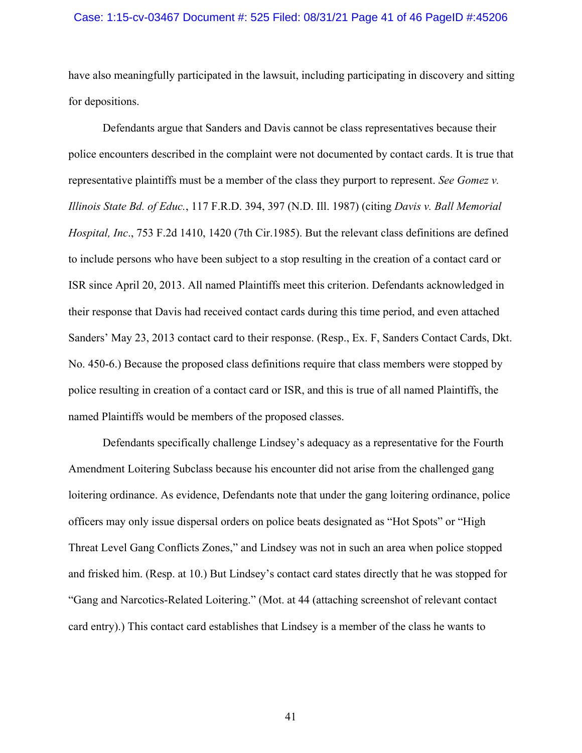have also meaningfully participated in the lawsuit, including participating in discovery and sitting for depositions.

Defendants argue that Sanders and Davis cannot be class representatives because their police encounters described in the complaint were not documented by contact cards. It is true that representative plaintiffs must be a member of the class they purport to represent. *See Gomez v. Illinois State Bd. of Educ.*, 117 F.R.D. 394, 397 (N.D. Ill. 1987) (citing *Davis v. Ball Memorial Hospital, Inc*., 753 F.2d 1410, 1420 (7th Cir.1985). But the relevant class definitions are defined to include persons who have been subject to a stop resulting in the creation of a contact card or ISR since April 20, 2013. All named Plaintiffs meet this criterion. Defendants acknowledged in their response that Davis had received contact cards during this time period, and even attached Sanders' May 23, 2013 contact card to their response. (Resp., Ex. F, Sanders Contact Cards, Dkt. No. 450-6.) Because the proposed class definitions require that class members were stopped by police resulting in creation of a contact card or ISR, and this is true of all named Plaintiffs, the named Plaintiffs would be members of the proposed classes.

Defendants specifically challenge Lindsey's adequacy as a representative for the Fourth Amendment Loitering Subclass because his encounter did not arise from the challenged gang loitering ordinance. As evidence, Defendants note that under the gang loitering ordinance, police officers may only issue dispersal orders on police beats designated as "Hot Spots" or "High Threat Level Gang Conflicts Zones," and Lindsey was not in such an area when police stopped and frisked him. (Resp. at 10.) But Lindsey's contact card states directly that he was stopped for "Gang and Narcotics-Related Loitering." (Mot. at 44 (attaching screenshot of relevant contact card entry).) This contact card establishes that Lindsey is a member of the class he wants to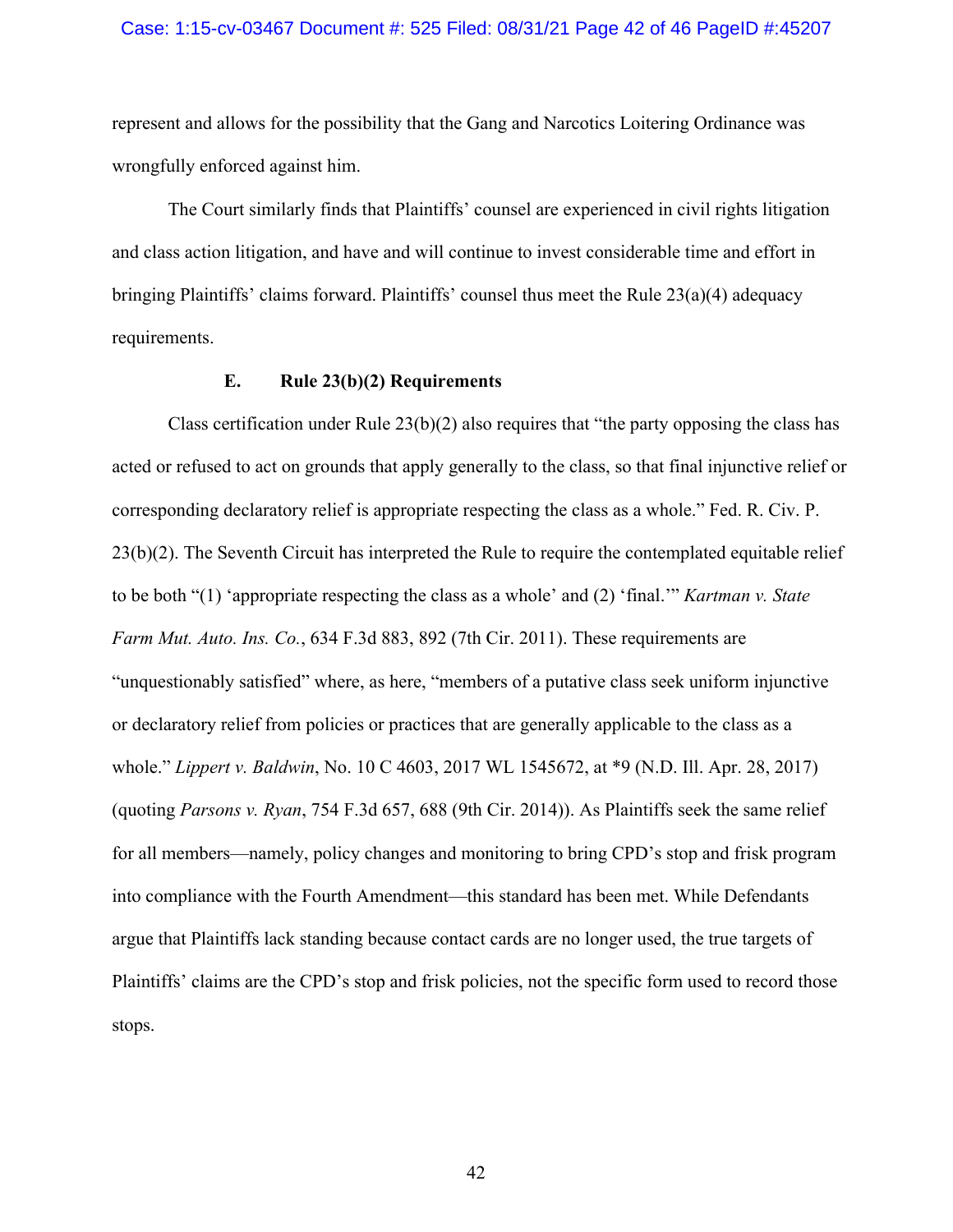represent and allows for the possibility that the Gang and Narcotics Loitering Ordinance was wrongfully enforced against him.

The Court similarly finds that Plaintiffs' counsel are experienced in civil rights litigation and class action litigation, and have and will continue to invest considerable time and effort in bringing Plaintiffs' claims forward. Plaintiffs' counsel thus meet the Rule 23(a)(4) adequacy requirements.

### E. Rule 23(b)(2) Requirements

Class certification under Rule 23(b)(2) also requires that "the party opposing the class has acted or refused to act on grounds that apply generally to the class, so that final injunctive relief or corresponding declaratory relief is appropriate respecting the class as a whole." Fed. R. Civ. P. 23(b)(2). The Seventh Circuit has interpreted the Rule to require the contemplated equitable relief to be both "(1) 'appropriate respecting the class as a whole' and (2) 'final.'" *Kartman v. State Farm Mut. Auto. Ins. Co.*, 634 F.3d 883, 892 (7th Cir. 2011). These requirements are "unquestionably satisfied" where, as here, "members of a putative class seek uniform injunctive or declaratory relief from policies or practices that are generally applicable to the class as a whole." *Lippert v. Baldwin*, No. 10 C 4603, 2017 WL 1545672, at *9 (N.D. Ill. Apr. 28, 2017) (quoting *Parsons v. Ryan*, 754 F.3d 657, 688 (9th Cir. 2014)). As Plaintiffs seek the same relief for all members—namely, policy changes and monitoring to bring CPD's stop and frisk program into compliance with the Fourth Amendment—this standard has been met. While Defendants argue that Plaintiffs lack standing because contact cards are no longer used, the true targets of Plaintiffs' claims are the CPD's stop and frisk policies, not the specific form used to record those stops.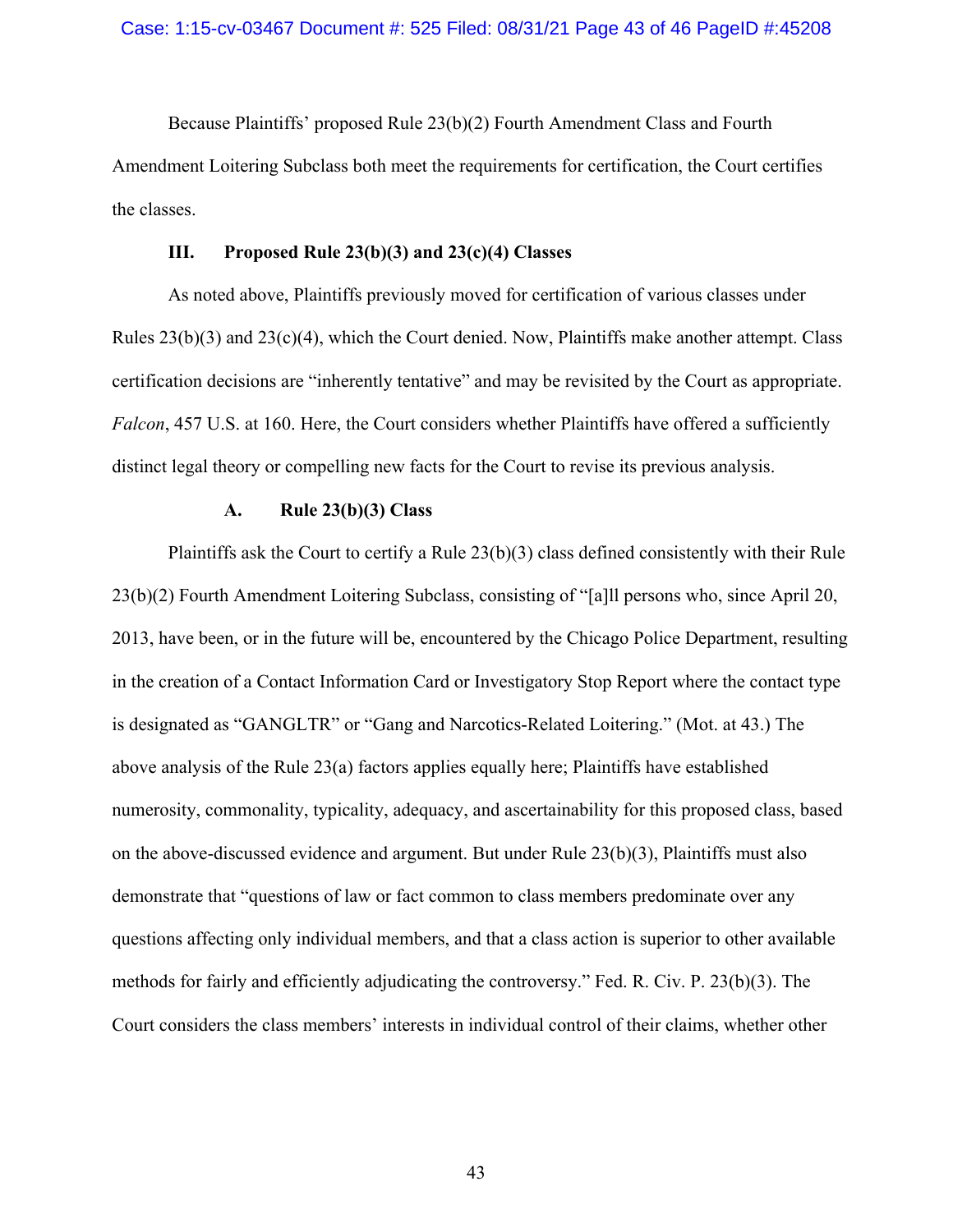Because Plaintiffs' proposed Rule 23(b)(2) Fourth Amendment Class and Fourth Amendment Loitering Subclass both meet the requirements for certification, the Court certifies the classes.

## III. Proposed Rule 23(b)(3) and 23(c)(4) Classes

As noted above, Plaintiffs previously moved for certification of various classes under Rules 23(b)(3) and 23(c)(4), which the Court denied. Now, Plaintiffs make another attempt. Class certification decisions are "inherently tentative" and may be revisited by the Court as appropriate. *Falcon*, 457 U.S. at 160. Here, the Court considers whether Plaintiffs have offered a sufficiently distinct legal theory or compelling new facts for the Court to revise its previous analysis.

### A. Rule 23(b)(3) Class

Plaintiffs ask the Court to certify a Rule 23(b)(3) class defined consistently with their Rule 23(b)(2) Fourth Amendment Loitering Subclass, consisting of "[a]ll persons who, since April 20, 2013, have been, or in the future will be, encountered by the Chicago Police Department, resulting in the creation of a Contact Information Card or Investigatory Stop Report where the contact type is designated as "GANGLTR" or "Gang and Narcotics-Related Loitering." (Mot. at 43.) The above analysis of the Rule 23(a) factors applies equally here; Plaintiffs have established numerosity, commonality, typicality, adequacy, and ascertainability for this proposed class, based on the above-discussed evidence and argument. But under Rule 23(b)(3), Plaintiffs must also demonstrate that "questions of law or fact common to class members predominate over any questions affecting only individual members, and that a class action is superior to other available methods for fairly and efficiently adjudicating the controversy." Fed. R. Civ. P. 23(b)(3). The Court considers the class members' interests in individual control of their claims, whether other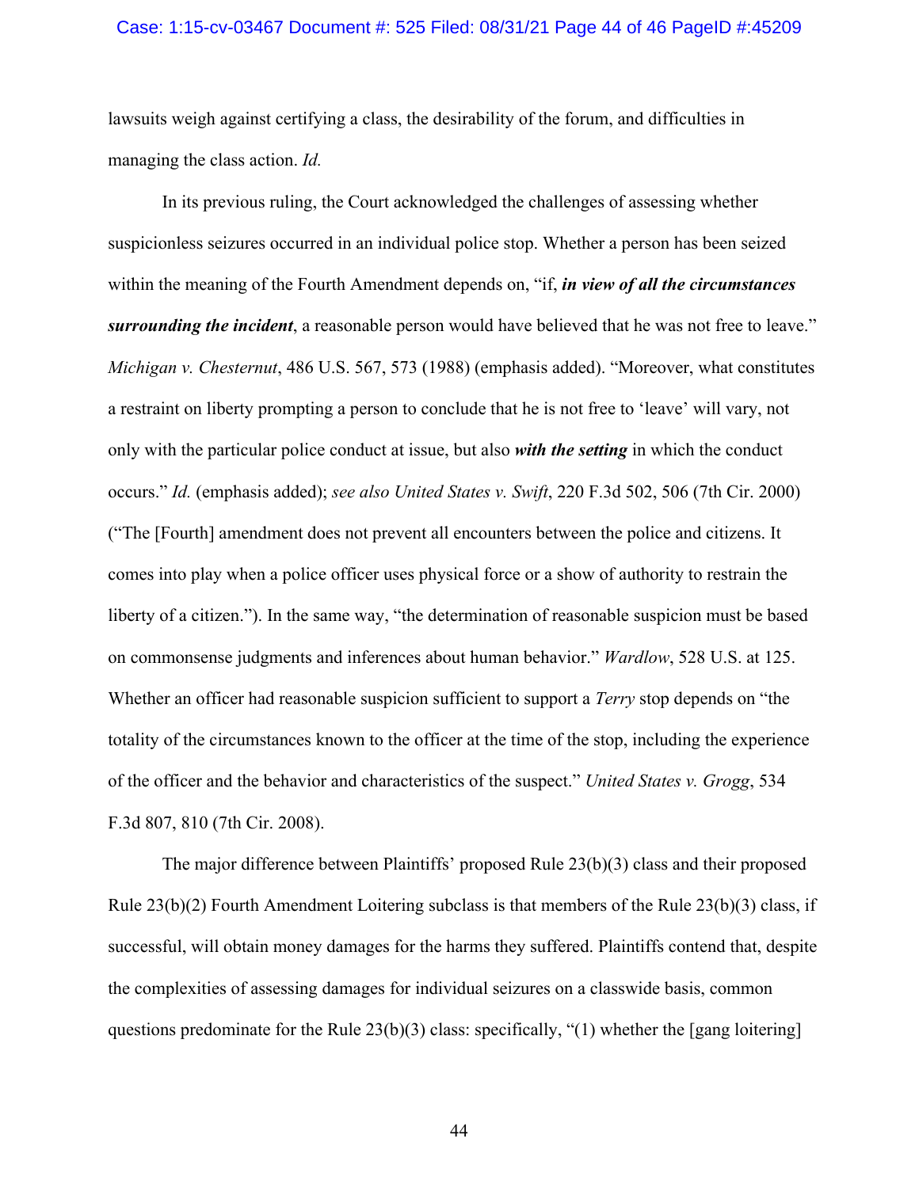lawsuits weigh against certifying a class, the desirability of the forum, and difficulties in managing the class action. *Id.*

In its previous ruling, the Court acknowledged the challenges of assessing whether suspicionless seizures occurred in an individual police stop. Whether a person has been seized within the meaning of the Fourth Amendment depends on, "if, ***in view of all the circumstances surrounding the incident***, a reasonable person would have believed that he was not free to leave." *Michigan v. Chesternut*, 486 U.S. 567, 573 (1988) (emphasis added). "Moreover, what constitutes a restraint on liberty prompting a person to conclude that he is not free to 'leave' will vary, not only with the particular police conduct at issue, but also ***with the setting*** in which the conduct occurs." *Id.* (emphasis added); *see also United States v. Swift*, 220 F.3d 502, 506 (7th Cir. 2000) ("The [Fourth] amendment does not prevent all encounters between the police and citizens. It comes into play when a police officer uses physical force or a show of authority to restrain the liberty of a citizen."). In the same way, "the determination of reasonable suspicion must be based on commonsense judgments and inferences about human behavior." *Wardlow*, 528 U.S. at 125. Whether an officer had reasonable suspicion sufficient to support a *Terry* stop depends on "the totality of the circumstances known to the officer at the time of the stop, including the experience of the officer and the behavior and characteristics of the suspect." *United States v. Grogg*, 534 F.3d 807, 810 (7th Cir. 2008).

The major difference between Plaintiffs' proposed Rule 23(b)(3) class and their proposed Rule 23(b)(2) Fourth Amendment Loitering subclass is that members of the Rule 23(b)(3) class, if successful, will obtain money damages for the harms they suffered. Plaintiffs contend that, despite the complexities of assessing damages for individual seizures on a classwide basis, common questions predominate for the Rule 23(b)(3) class: specifically, "(1) whether the [gang loitering]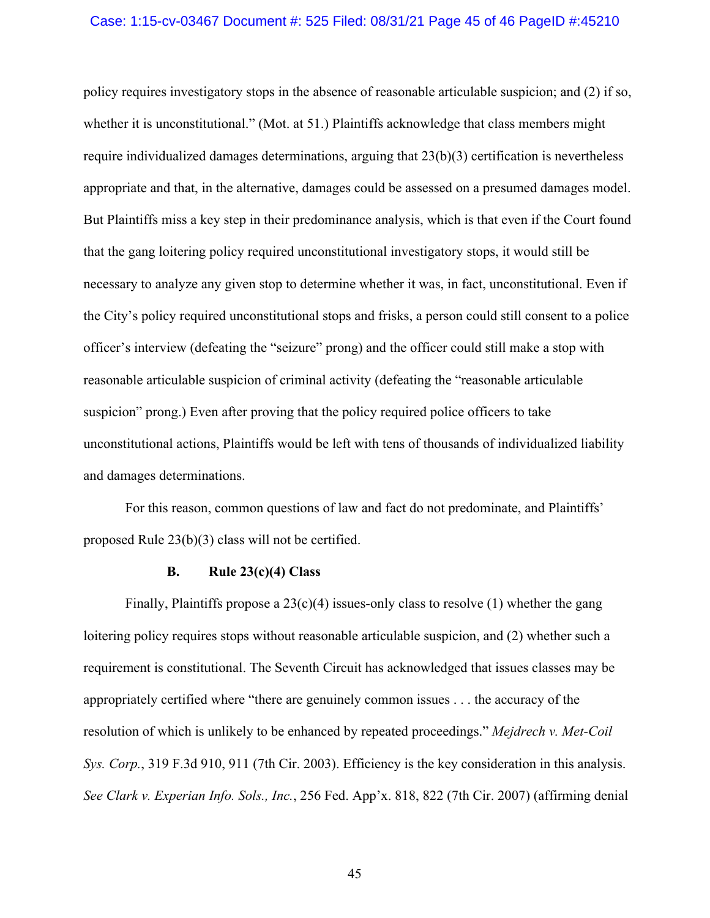policy requires investigatory stops in the absence of reasonable articulable suspicion; and (2) if so, whether it is unconstitutional." (Mot. at 51.) Plaintiffs acknowledge that class members might require individualized damages determinations, arguing that 23(b)(3) certification is nevertheless appropriate and that, in the alternative, damages could be assessed on a presumed damages model. But Plaintiffs miss a key step in their predominance analysis, which is that even if the Court found that the gang loitering policy required unconstitutional investigatory stops, it would still be necessary to analyze any given stop to determine whether it was, in fact, unconstitutional. Even if the City's policy required unconstitutional stops and frisks, a person could still consent to a police officer's interview (defeating the "seizure" prong) and the officer could still make a stop with reasonable articulable suspicion of criminal activity (defeating the "reasonable articulable suspicion" prong.) Even after proving that the policy required police officers to take unconstitutional actions, Plaintiffs would be left with tens of thousands of individualized liability and damages determinations.

For this reason, common questions of law and fact do not predominate, and Plaintiffs' proposed Rule 23(b)(3) class will not be certified.

### B. Rule 23(c)(4) Class

Finally, Plaintiffs propose a 23(c)(4) issues-only class to resolve (1) whether the gang loitering policy requires stops without reasonable articulable suspicion, and (2) whether such a requirement is constitutional. The Seventh Circuit has acknowledged that issues classes may be appropriately certified where "there are genuinely common issues . . . the accuracy of the resolution of which is unlikely to be enhanced by repeated proceedings." *Mejdrech v. Met-Coil Sys. Corp.*, 319 F.3d 910, 911 (7th Cir. 2003). Efficiency is the key consideration in this analysis. *See Clark v. Experian Info. Sols., Inc.*, 256 Fed. App'x. 818, 822 (7th Cir. 2007) (affirming denial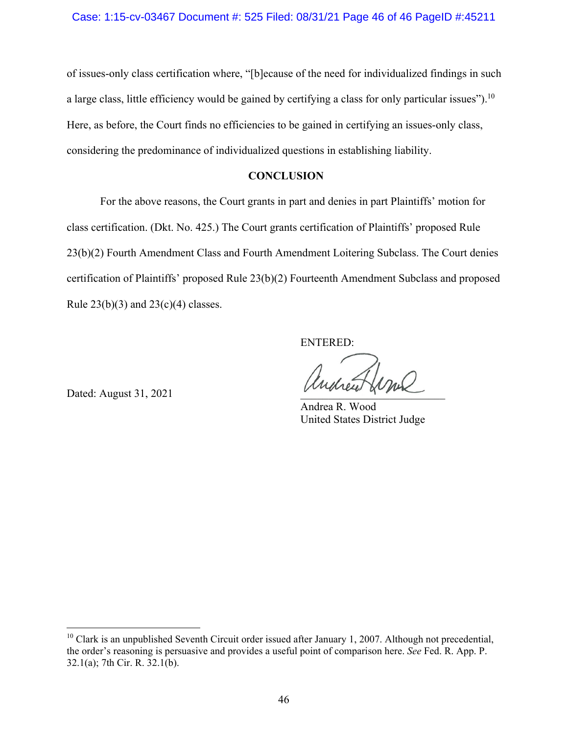of issues-only class certification where, "[b]ecause of the need for individualized findings in such a large class, little efficiency would be gained by certifying a class for only particular issues").[10] Here, as before, the Court finds no efficiencies to be gained in certifying an issues-only class, considering the predominance of individualized questions in establishing liability.

## CONCLUSION

For the above reasons, the Court grants in part and denies in part Plaintiffs' motion for class certification. (Dkt. No. 425.) The Court grants certification of Plaintiffs' proposed Rule 23(b)(2) Fourth Amendment Class and Fourth Amendment Loitering Subclass. The Court denies certification of Plaintiffs' proposed Rule 23(b)(2) Fourteenth Amendment Subclass and proposed Rule 23(b)(3) and 23(c)(4) classes.

ENTERED:

Dated: August 31, 2021

Andrea R. Wood
United States District Judge

[10] Clark is an unpublished Seventh Circuit order issued after January 1, 2007. Although not precedential, the order's reasoning is persuasive and provides a useful point of comparison here. *See* Fed. R. App. P. 32.1(a); 7th Cir. R. 32.1(b).